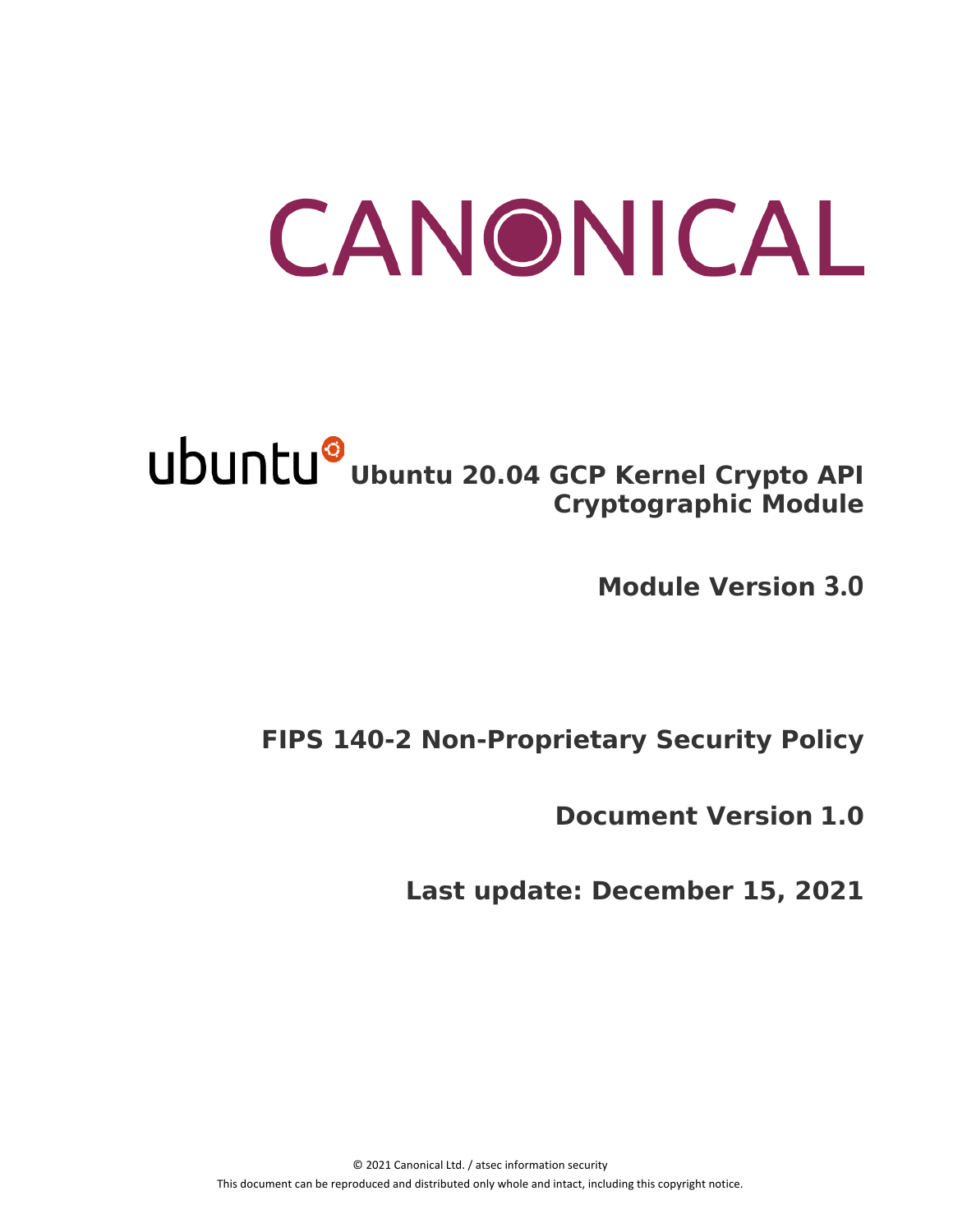# CANONICAL

# ubuntu Ubuntu 20.04 GCP Kernel Crypto API Cryptographic Module

**Module Version 3.0**

**FIPS 140-2 Non-Proprietary Security Policy**

**Document Version 1.0**

**Last update: December 15, 2021**

© 2021 Canonical Ltd. / atsec information security

This document can be reproduced and distributed only whole and intact, including this copyright notice.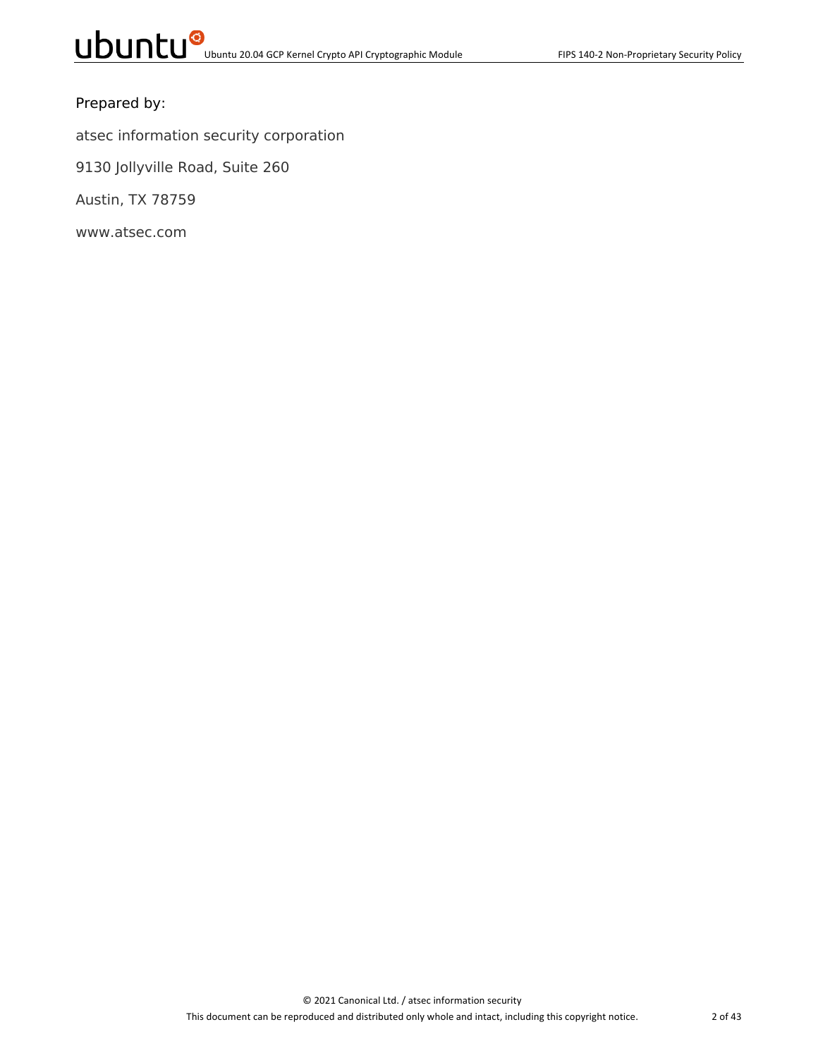Prepared by:

atsec information security corporation

9130 Jollyville Road, Suite 260

Austin, TX 78759

www.atsec.com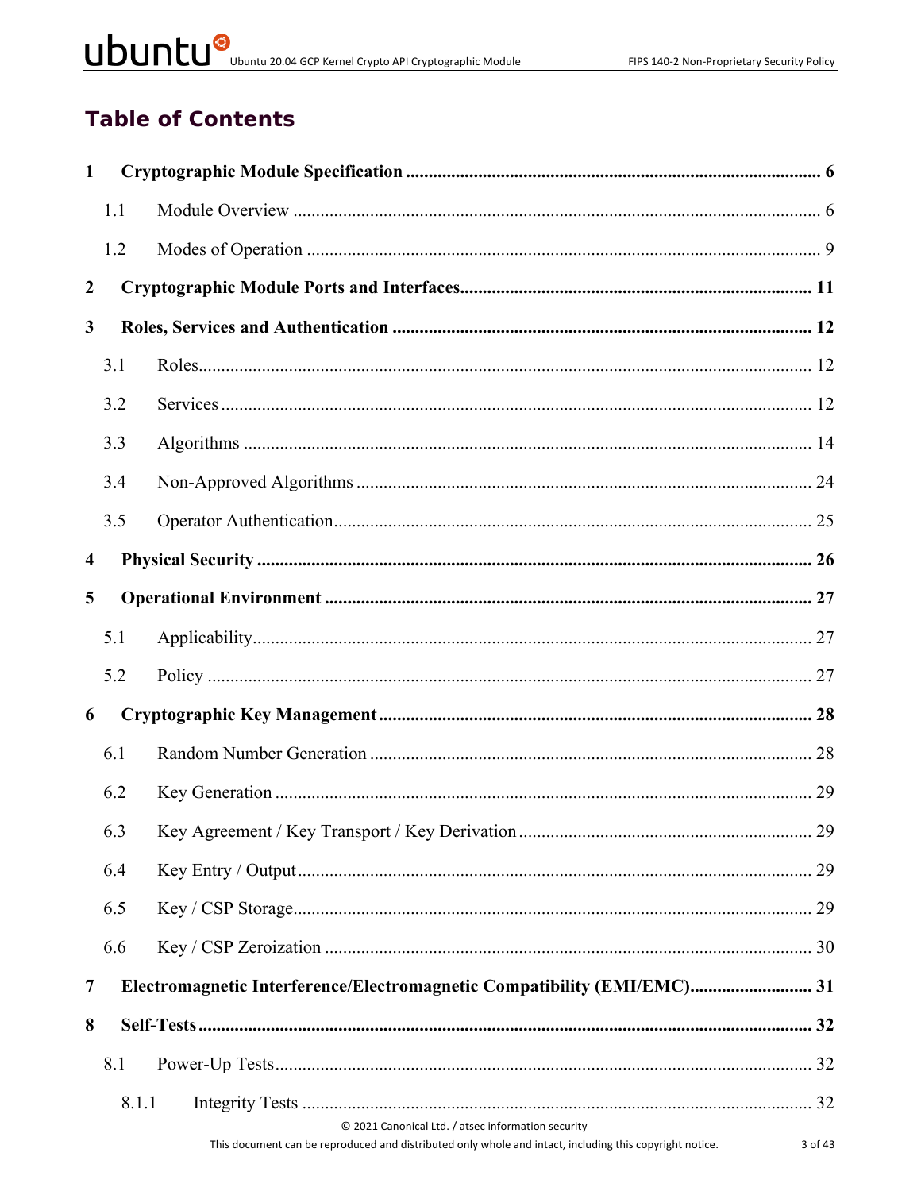# Table of Contents

- 1 Cryptographic Module Specification ........ 6
  - 1.1 Module Overview ........ 6
  - 1.2 Modes of Operation ........ 9
- 2 Cryptographic Module Ports and Interfaces ........ 11
- 3 Roles, Services and Authentication ........ 12
  - 3.1 Roles ........ 12
  - 3.2 Services ........ 12
  - 3.3 Algorithms ........ 14
  - 3.4 Non-Approved Algorithms ........ 24
  - 3.5 Operator Authentication ........ 25
- 4 Physical Security ........ 26
- 5 Operational Environment ........ 27
  - 5.1 Applicability ........ 27
  - 5.2 Policy ........ 27
- 6 Cryptographic Key Management ........ 28
  - 6.1 Random Number Generation ........ 28
  - 6.2 Key Generation ........ 29
  - 6.3 Key Agreement / Key Transport / Key Derivation ........ 29
  - 6.4 Key Entry / Output ........ 29
  - 6.5 Key / CSP Storage ........ 29
  - 6.6 Key / CSP Zeroization ........ 30
- 7 Electromagnetic Interference/Electromagnetic Compatibility (EMI/EMC) ........ 31
- 8 Self-Tests ........ 32
  - 8.1 Power-Up Tests ........ 32
    - 8.1.1 Integrity Tests ........ 32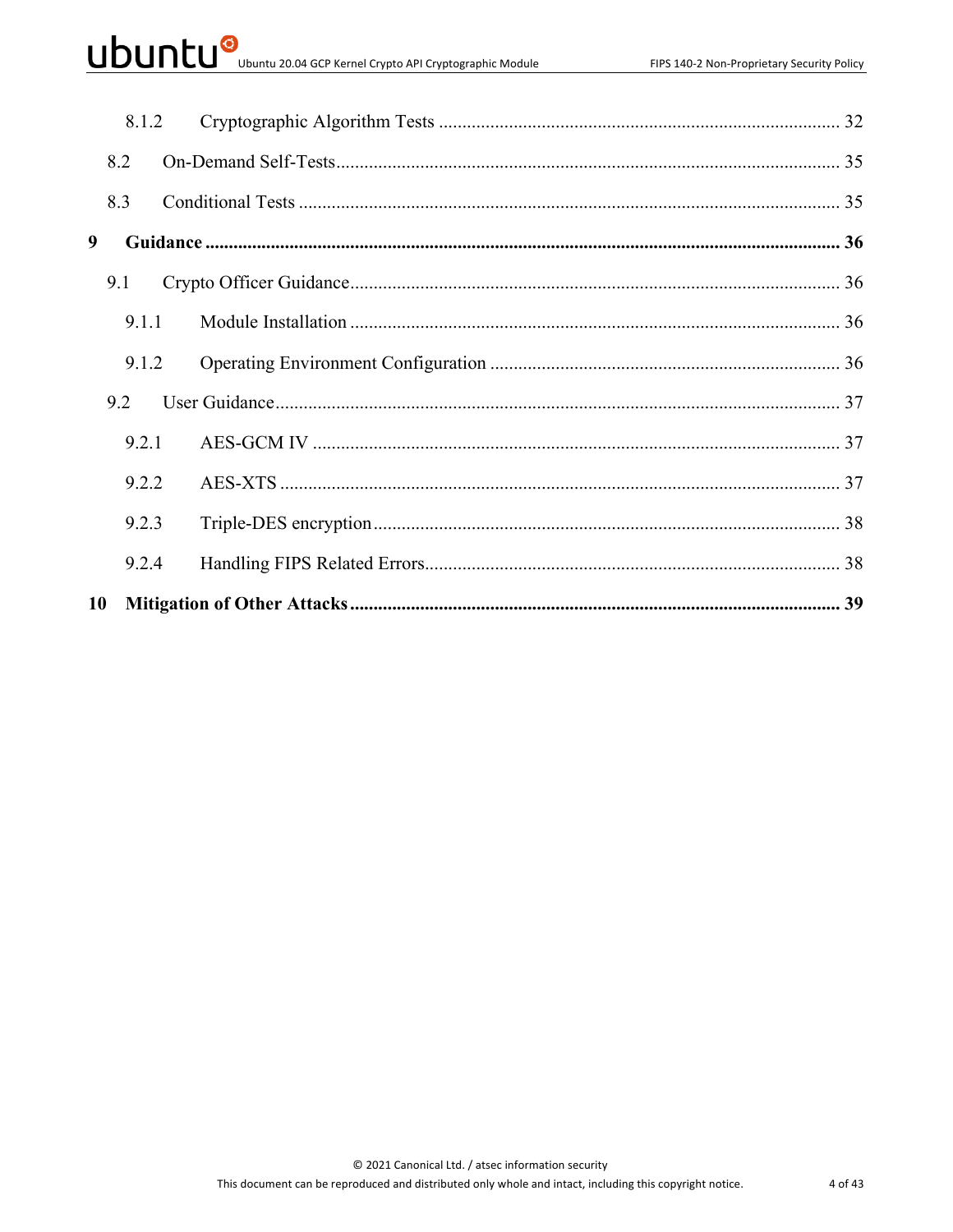8.1.2 Cryptographic Algorithm Tests ..... 32

8.2 On-Demand Self-Tests ..... 35

8.3 Conditional Tests ..... 35

**9 Guidance ..... 36**

9.1 Crypto Officer Guidance ..... 36

9.1.1 Module Installation ..... 36

9.1.2 Operating Environment Configuration ..... 36

9.2 User Guidance ..... 37

9.2.1 AES-GCM IV ..... 37

9.2.2 AES-XTS ..... 37

9.2.3 Triple-DES encryption ..... 38

9.2.4 Handling FIPS Related Errors ..... 38

**10 Mitigation of Other Attacks ..... 39**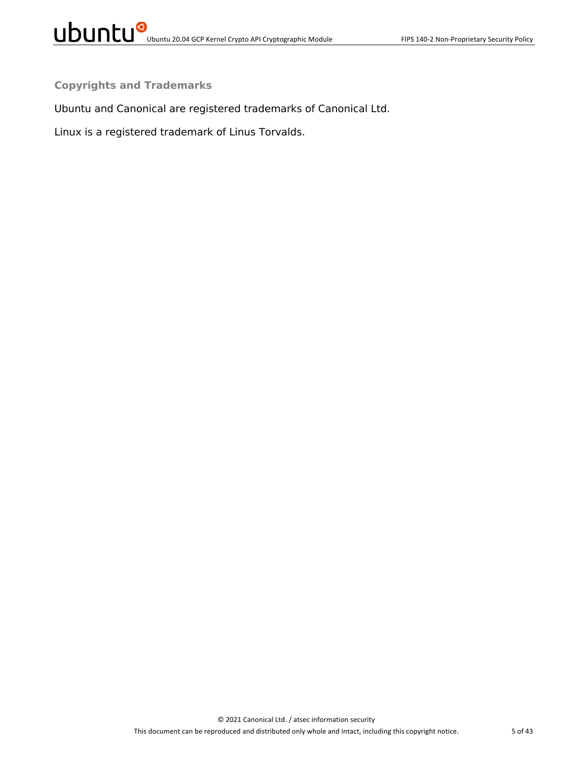## Copyrights and Trademarks

Ubuntu and Canonical are registered trademarks of Canonical Ltd.

Linux is a registered trademark of Linus Torvalds.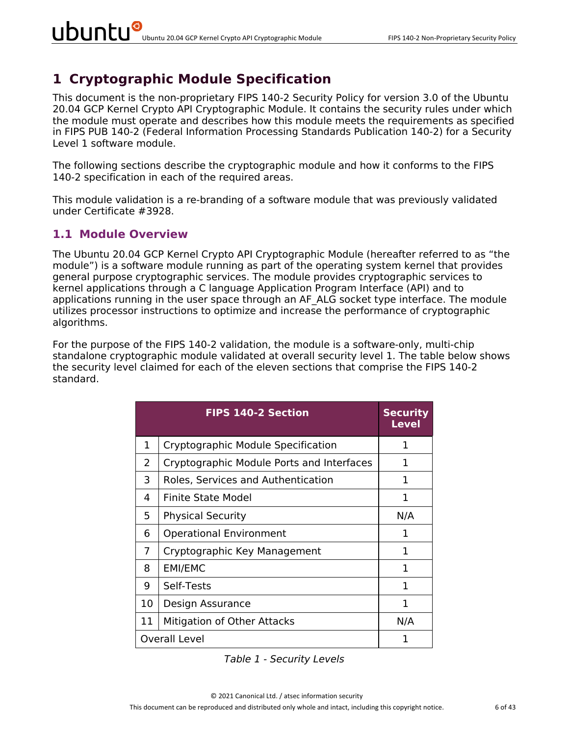# 1 Cryptographic Module Specification

This document is the non-proprietary FIPS 140-2 Security Policy for version 3.0 of the Ubuntu 20.04 GCP Kernel Crypto API Cryptographic Module. It contains the security rules under which the module must operate and describes how this module meets the requirements as specified in FIPS PUB 140-2 (Federal Information Processing Standards Publication 140-2) for a Security Level 1 software module.

The following sections describe the cryptographic module and how it conforms to the FIPS 140-2 specification in each of the required areas.

This module validation is a re-branding of a software module that was previously validated under Certificate #3928.

## 1.1 Module Overview

The Ubuntu 20.04 GCP Kernel Crypto API Cryptographic Module (hereafter referred to as "the module") is a software module running as part of the operating system kernel that provides general purpose cryptographic services. The module provides cryptographic services to kernel applications through a C language Application Program Interface (API) and to applications running in the user space through an AF_ALG socket type interface. The module utilizes processor instructions to optimize and increase the performance of cryptographic algorithms.

For the purpose of the FIPS 140-2 validation, the module is a software-only, multi-chip standalone cryptographic module validated at overall security level 1. The table below shows the security level claimed for each of the eleven sections that comprise the FIPS 140-2 standard.

| FIPS 140-2 Section | | Security Level |
|---|---|---|
| 1 | Cryptographic Module Specification | 1 |
| 2 | Cryptographic Module Ports and Interfaces | 1 |
| 3 | Roles, Services and Authentication | 1 |
| 4 | Finite State Model | 1 |
| 5 | Physical Security | N/A |
| 6 | Operational Environment | 1 |
| 7 | Cryptographic Key Management | 1 |
| 8 | EMI/EMC | 1 |
| 9 | Self-Tests | 1 |
| 10 | Design Assurance | 1 |
| 11 | Mitigation of Other Attacks | N/A |
| Overall Level | | 1 |

*Table 1 - Security Levels*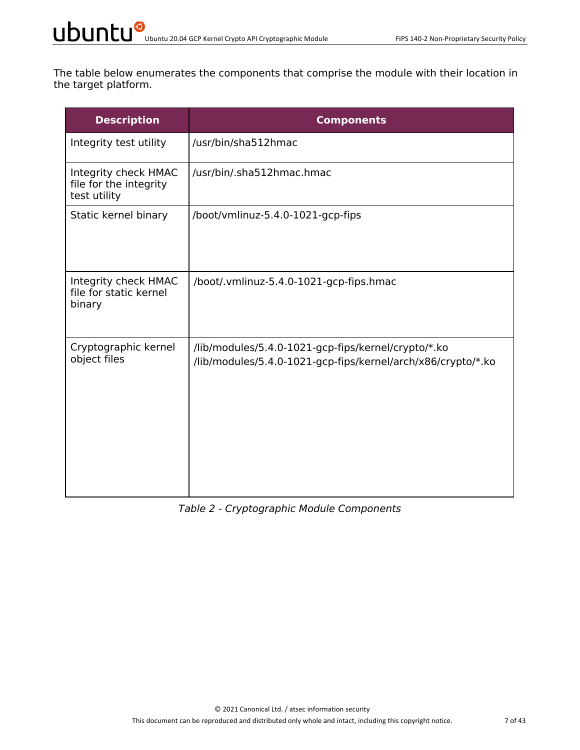The table below enumerates the components that comprise the module with their location in the target platform.

| Description | Components |
| --- | --- |
| Integrity test utility | /usr/bin/sha512hmac |
| Integrity check HMAC file for the integrity test utility | /usr/bin/.sha512hmac.hmac |
| Static kernel binary | /boot/vmlinuz-5.4.0-1021-gcp-fips |
| Integrity check HMAC file for static kernel binary | /boot/.vmlinuz-5.4.0-1021-gcp-fips.hmac |
| Cryptographic kernel object files | /lib/modules/5.4.0-1021-gcp-fips/kernel/crypto/*.ko<br>/lib/modules/5.4.0-1021-gcp-fips/kernel/arch/x86/crypto/*.ko |

*Table 2 - Cryptographic Module Components*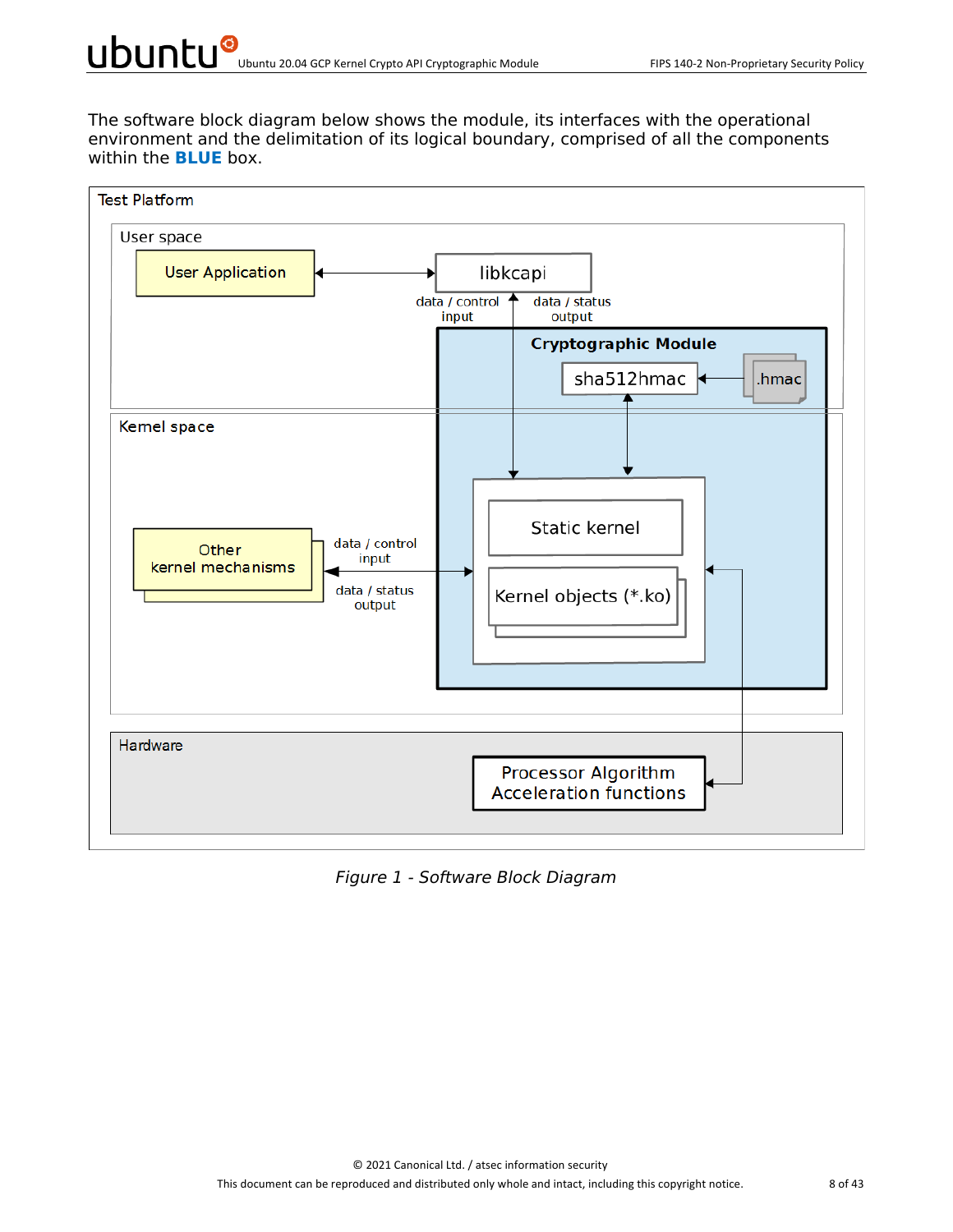The software block diagram below shows the module, its interfaces with the operational environment and the delimitation of its logical boundary, comprised of all the components within the **BLUE** box.

*Figure 1 - Software Block Diagram*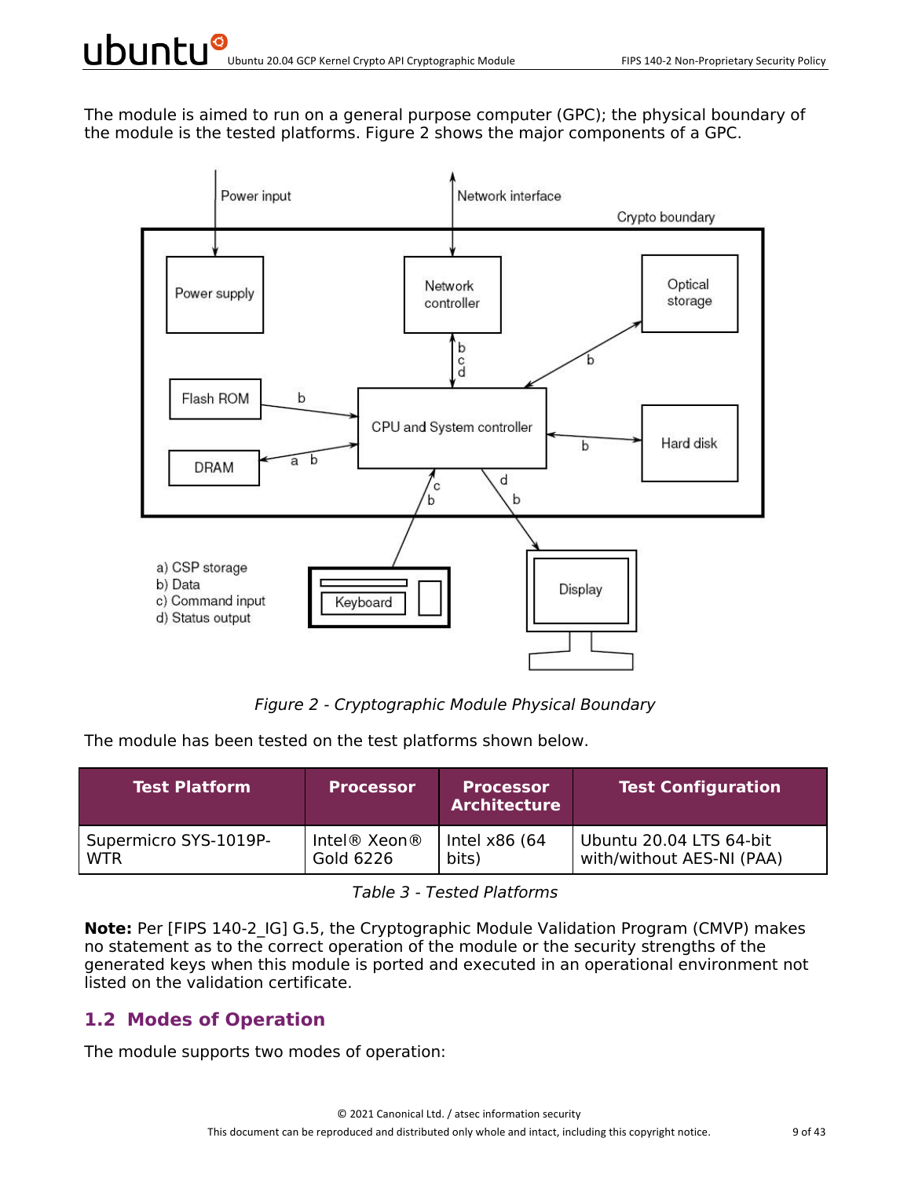The module is aimed to run on a general purpose computer (GPC); the physical boundary of the module is the tested platforms. Figure 2 shows the major components of a GPC.

*Figure 2 - Cryptographic Module Physical Boundary*

The module has been tested on the test platforms shown below.

| Test Platform | Processor | Processor Architecture | Test Configuration |
|---|---|---|---|
| Supermicro SYS-1019P-WTR | Intel® Xeon® Gold 6226 | Intel x86 (64 bits) | Ubuntu 20.04 LTS 64-bit with/without AES-NI (PAA) |

*Table 3 - Tested Platforms*

**Note:** Per [FIPS 140-2_IG] G.5, the Cryptographic Module Validation Program (CMVP) makes no statement as to the correct operation of the module or the security strengths of the generated keys when this module is ported and executed in an operational environment not listed on the validation certificate.

## 1.2 Modes of Operation

The module supports two modes of operation: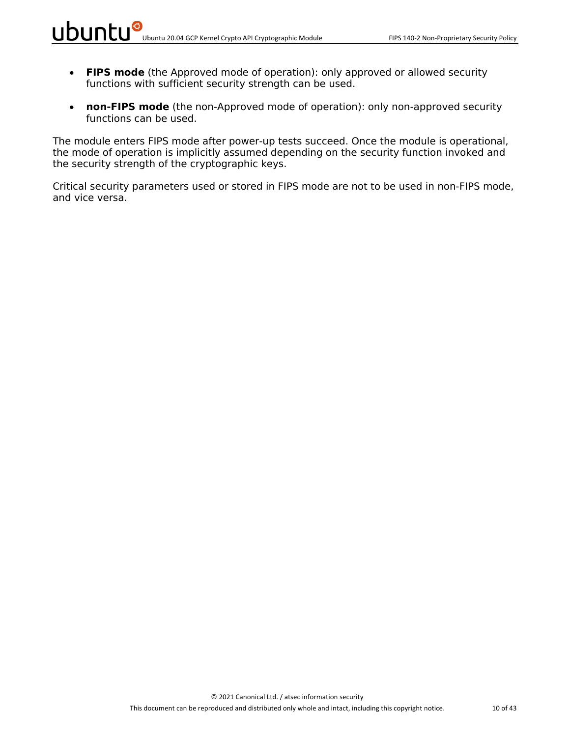- **FIPS mode** (the Approved mode of operation): only approved or allowed security functions with sufficient security strength can be used.
- **non-FIPS mode** (the non-Approved mode of operation): only non-approved security functions can be used.

The module enters FIPS mode after power-up tests succeed. Once the module is operational, the mode of operation is implicitly assumed depending on the security function invoked and the security strength of the cryptographic keys.

Critical security parameters used or stored in FIPS mode are not to be used in non-FIPS mode, and vice versa.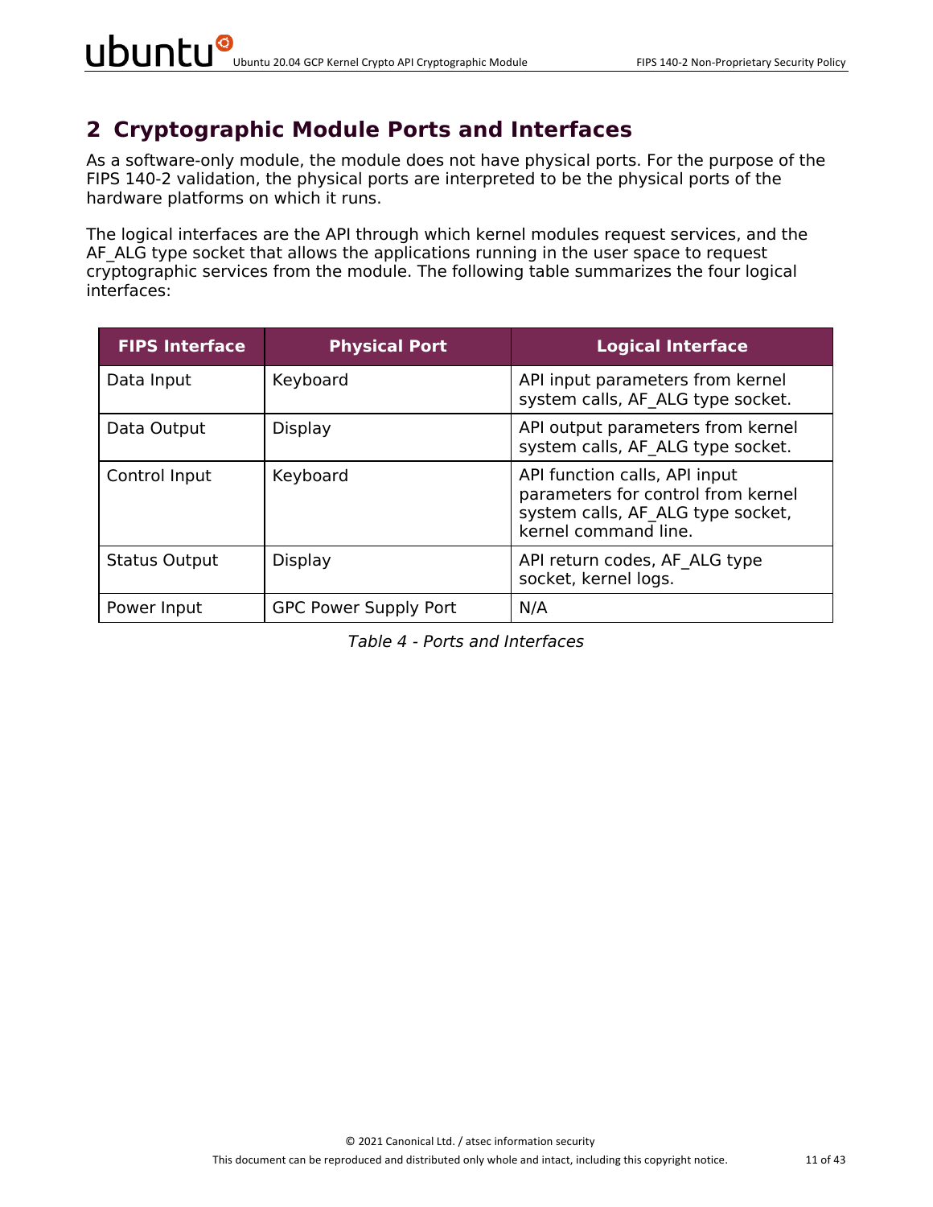# 2 Cryptographic Module Ports and Interfaces

As a software-only module, the module does not have physical ports. For the purpose of the FIPS 140-2 validation, the physical ports are interpreted to be the physical ports of the hardware platforms on which it runs.

The logical interfaces are the API through which kernel modules request services, and the AF_ALG type socket that allows the applications running in the user space to request cryptographic services from the module. The following table summarizes the four logical interfaces:

| FIPS Interface | Physical Port | Logical Interface |
|---|---|---|
| Data Input | Keyboard | API input parameters from kernel system calls, AF_ALG type socket. |
| Data Output | Display | API output parameters from kernel system calls, AF_ALG type socket. |
| Control Input | Keyboard | API function calls, API input parameters for control from kernel system calls, AF_ALG type socket, kernel command line. |
| Status Output | Display | API return codes, AF_ALG type socket, kernel logs. |
| Power Input | GPC Power Supply Port | N/A |

*Table 4 - Ports and Interfaces*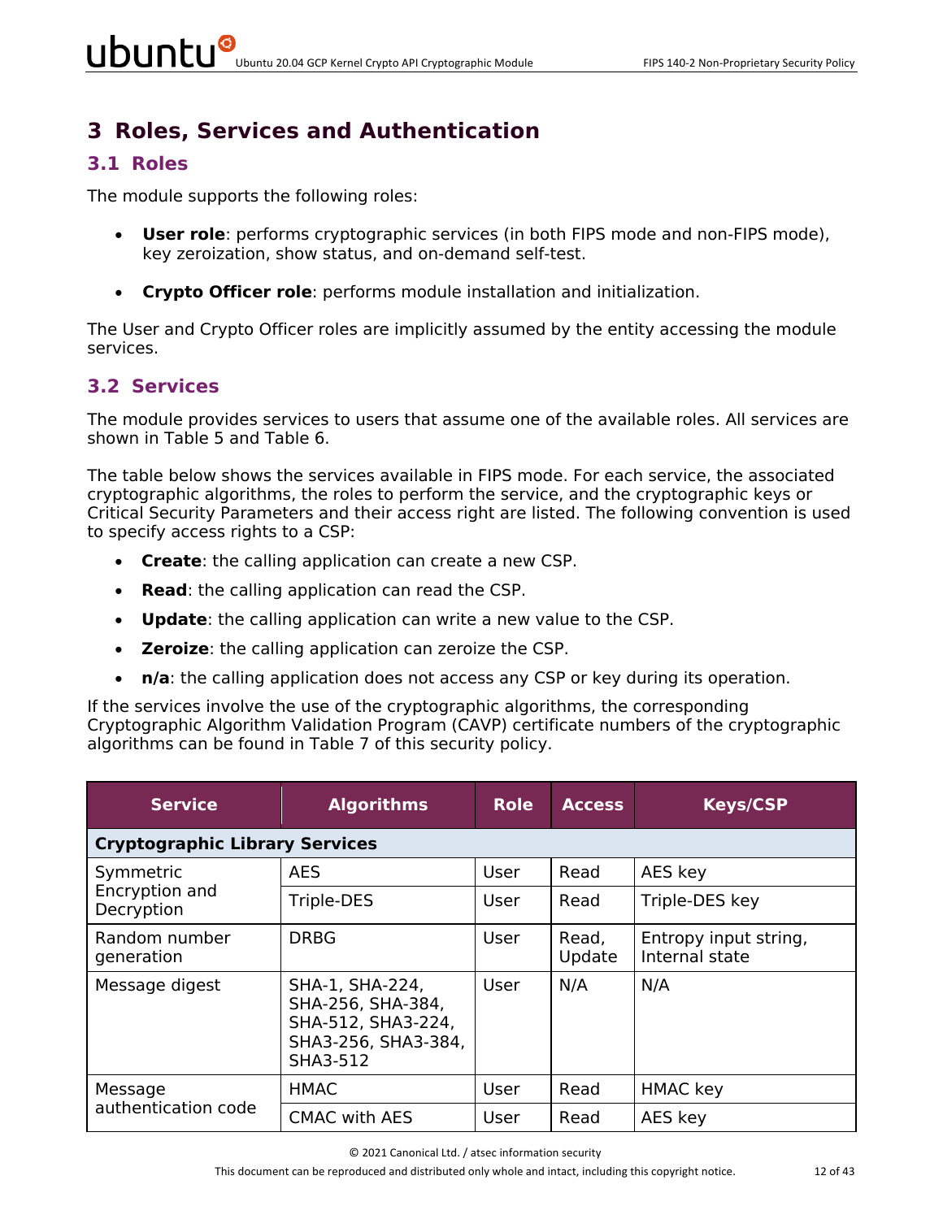# 3 Roles, Services and Authentication

## 3.1 Roles

The module supports the following roles:

- **User role**: performs cryptographic services (in both FIPS mode and non-FIPS mode), key zeroization, show status, and on-demand self-test.
- **Crypto Officer role**: performs module installation and initialization.

The User and Crypto Officer roles are implicitly assumed by the entity accessing the module services.

## 3.2 Services

The module provides services to users that assume one of the available roles. All services are shown in Table 5 and Table 6.

The table below shows the services available in FIPS mode. For each service, the associated cryptographic algorithms, the roles to perform the service, and the cryptographic keys or Critical Security Parameters and their access right are listed. The following convention is used to specify access rights to a CSP:

- **Create**: the calling application can create a new CSP.
- **Read**: the calling application can read the CSP.
- **Update**: the calling application can write a new value to the CSP.
- **Zeroize**: the calling application can zeroize the CSP.
- **n/a**: the calling application does not access any CSP or key during its operation.

If the services involve the use of the cryptographic algorithms, the corresponding Cryptographic Algorithm Validation Program (CAVP) certificate numbers of the cryptographic algorithms can be found in Table 7 of this security policy.

| Service | Algorithms | Role | Access | Keys/CSP |
|---|---|---|---|---|
| **Cryptographic Library Services** | | | | |
| Symmetric Encryption and Decryption | AES | User | Read | AES key |
| | Triple-DES | User | Read | Triple-DES key |
| Random number generation | DRBG | User | Read, Update | Entropy input string, Internal state |
| Message digest | SHA-1, SHA-224, SHA-256, SHA-384, SHA-512, SHA3-224, SHA3-256, SHA3-384, SHA3-512 | User | N/A | N/A |
| Message authentication code | HMAC | User | Read | HMAC key |
| | CMAC with AES | User | Read | AES key |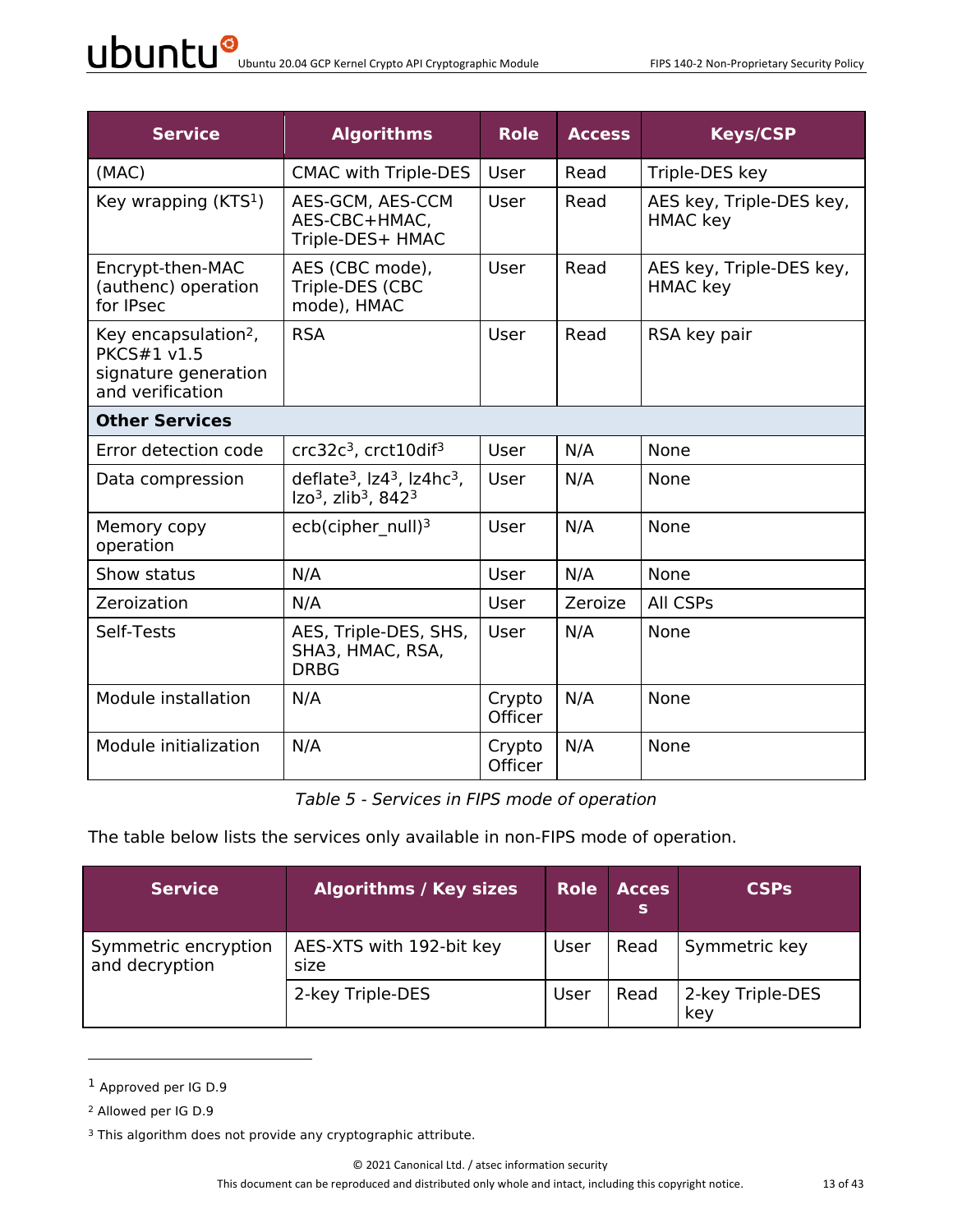| Service | Algorithms | Role | Access | Keys/CSP |
|---|---|---|---|---|
| (MAC) | CMAC with Triple-DES | User | Read | Triple-DES key |
| Key wrapping (KTS[1]) | AES-GCM, AES-CCM AES-CBC+HMAC, Triple-DES+ HMAC | User | Read | AES key, Triple-DES key, HMAC key |
| Encrypt-then-MAC (authenc) operation for IPsec | AES (CBC mode), Triple-DES (CBC mode), HMAC | User | Read | AES key, Triple-DES key, HMAC key |
| Key encapsulation[2], PKCS#1 v1.5 signature generation and verification | RSA | User | Read | RSA key pair |
| **Other Services** | | | | |
| Error detection code | crc32c[3], crct10dif[3] | User | N/A | None |
| Data compression | deflate[3], lz4[3], lz4hc[3], lzo[3], zlib[3], 842[3] | User | N/A | None |
| Memory copy operation | ecb(cipher_null)[3] | User | N/A | None |
| Show status | N/A | User | N/A | None |
| Zeroization | N/A | User | Zeroize | All CSPs |
| Self-Tests | AES, Triple-DES, SHS, SHA3, HMAC, RSA, DRBG | User | N/A | None |
| Module installation | N/A | Crypto Officer | N/A | None |
| Module initialization | N/A | Crypto Officer | N/A | None |

*Table 5 - Services in FIPS mode of operation*

The table below lists the services only available in non-FIPS mode of operation.

| Service | Algorithms / Key sizes | Role | Access | CSPs |
|---|---|---|---|---|
| Symmetric encryption and decryption | AES-XTS with 192-bit key size | User | Read | Symmetric key |
| | 2-key Triple-DES | User | Read | 2-key Triple-DES key |

[1] Approved per IG D.9

[2] Allowed per IG D.9

[3] This algorithm does not provide any cryptographic attribute.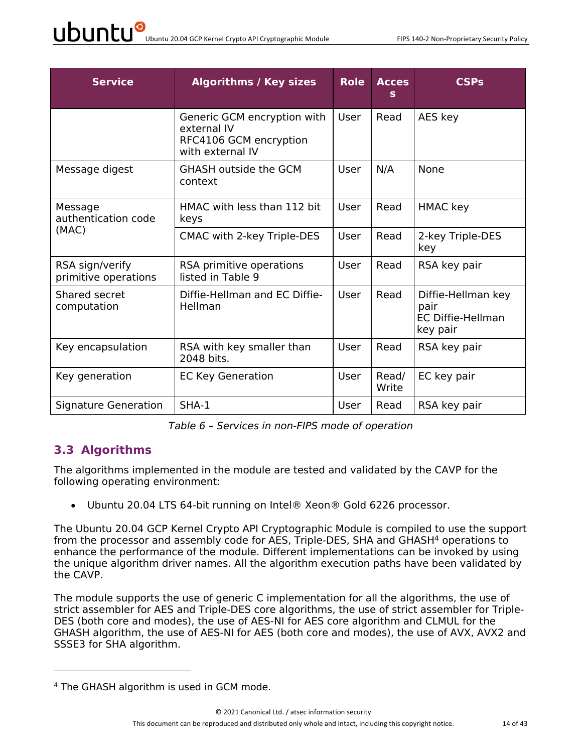| Service | Algorithms / Key sizes | Role | Access | CSPs |
|---|---|---|---|---|
| | Generic GCM encryption with external IV<br>RFC4106 GCM encryption with external IV | User | Read | AES key |
| Message digest | GHASH outside the GCM context | User | N/A | None |
| Message authentication code (MAC) | HMAC with less than 112 bit keys | User | Read | HMAC key |
| | CMAC with 2-key Triple-DES | User | Read | 2-key Triple-DES key |
| RSA sign/verify primitive operations | RSA primitive operations listed in Table 9 | User | Read | RSA key pair |
| Shared secret computation | Diffie-Hellman and EC Diffie-Hellman | User | Read | Diffie-Hellman key pair<br>EC Diffie-Hellman key pair |
| Key encapsulation | RSA with key smaller than 2048 bits. | User | Read | RSA key pair |
| Key generation | EC Key Generation | User | Read/ Write | EC key pair |
| Signature Generation | SHA-1 | User | Read | RSA key pair |

*Table 6 – Services in non-FIPS mode of operation*

## 3.3 Algorithms

The algorithms implemented in the module are tested and validated by the CAVP for the following operating environment:

- Ubuntu 20.04 LTS 64-bit running on Intel® Xeon® Gold 6226 processor.

The Ubuntu 20.04 GCP Kernel Crypto API Cryptographic Module is compiled to use the support from the processor and assembly code for AES, Triple-DES, SHA and GHASH[4] operations to enhance the performance of the module. Different implementations can be invoked by using the unique algorithm driver names. All the algorithm execution paths have been validated by the CAVP.

The module supports the use of generic C implementation for all the algorithms, the use of strict assembler for AES and Triple-DES core algorithms, the use of strict assembler for Triple-DES (both core and modes), the use of AES-NI for AES core algorithm and CLMUL for the GHASH algorithm, the use of AES-NI for AES (both core and modes), the use of AVX, AVX2 and SSSE3 for SHA algorithm.

[4] The GHASH algorithm is used in GCM mode.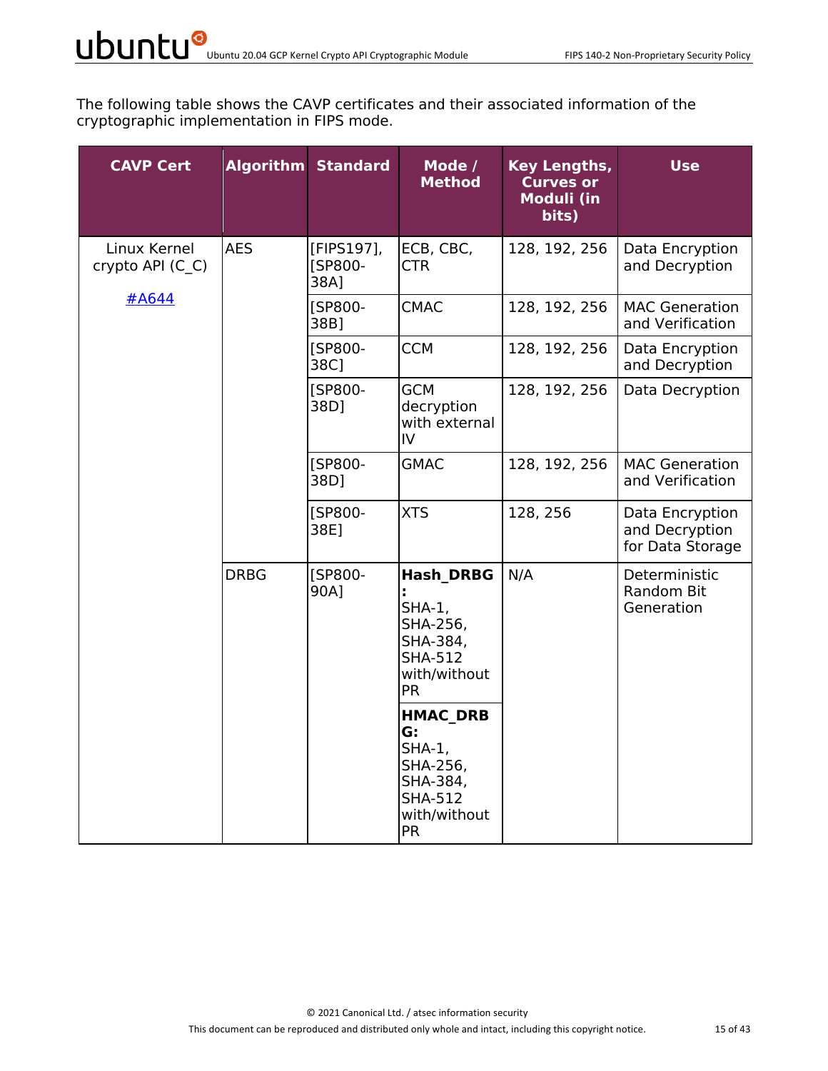The following table shows the CAVP certificates and their associated information of the cryptographic implementation in FIPS mode.

| CAVP Cert | Algorithm | Standard | Mode / Method | Key Lengths, Curves or Moduli (in bits) | Use |
|---|---|---|---|---|---|
| Linux Kernel crypto API (C_C) #A644 | AES | [FIPS197], [SP800-38A] | ECB, CBC, CTR | 128, 192, 256 | Data Encryption and Decryption |
| | | [SP800-38B] | CMAC | 128, 192, 256 | MAC Generation and Verification |
| | | [SP800-38C] | CCM | 128, 192, 256 | Data Encryption and Decryption |
| | | [SP800-38D] | GCM decryption with external IV | 128, 192, 256 | Data Decryption |
| | | [SP800-38D] | GMAC | 128, 192, 256 | MAC Generation and Verification |
| | | [SP800-38E] | XTS | 128, 256 | Data Encryption and Decryption for Data Storage |
| | DRBG | [SP800-90A] | **Hash_DRBG:** SHA-1, SHA-256, SHA-384, SHA-512 with/without PR | N/A | Deterministic Random Bit Generation |
| | | | **HMAC_DRBG:** SHA-1, SHA-256, SHA-384, SHA-512 with/without PR | | |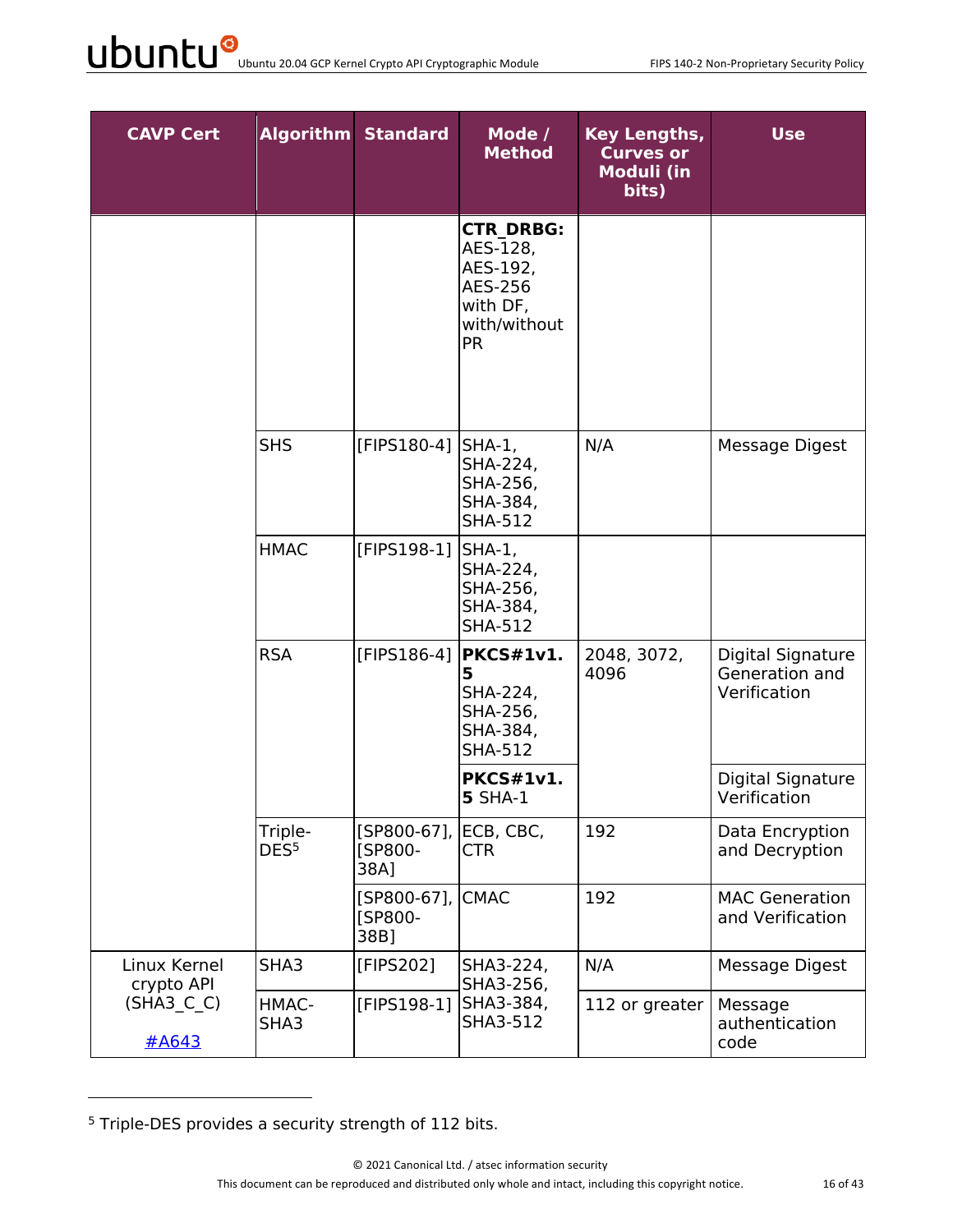| CAVP Cert | Algorithm | Standard | Mode / Method | Key Lengths, Curves or Moduli (in bits) | Use |
|---|---|---|---|---|---|
| | | | **CTR_DRBG:** AES-128, AES-192, AES-256 with DF, with/without PR | | |
| | SHS | [FIPS180-4] | SHA-1, SHA-224, SHA-256, SHA-384, SHA-512 | N/A | Message Digest |
| | HMAC | [FIPS198-1] | SHA-1, SHA-224, SHA-256, SHA-384, SHA-512 | | |
| | RSA | [FIPS186-4] | **PKCS#1v1.5** SHA-224, SHA-256, SHA-384, SHA-512 | 2048, 3072, 4096 | Digital Signature Generation and Verification |
| | | | **PKCS#1v1.5** SHA-1 | | Digital Signature Verification |
| | Triple-DES[5] | [SP800-67], [SP800-38A] | ECB, CBC, CTR | 192 | Data Encryption and Decryption |
| | | [SP800-67], [SP800-38B] | CMAC | 192 | MAC Generation and Verification |
| Linux Kernel crypto API (SHA3_C_C) #A643 | SHA3 | [FIPS202] | SHA3-224, SHA3-256, SHA3-384, SHA3-512 | N/A | Message Digest |
| | HMAC-SHA3 | [FIPS198-1] | | 112 or greater | Message authentication code |

[5] Triple-DES provides a security strength of 112 bits.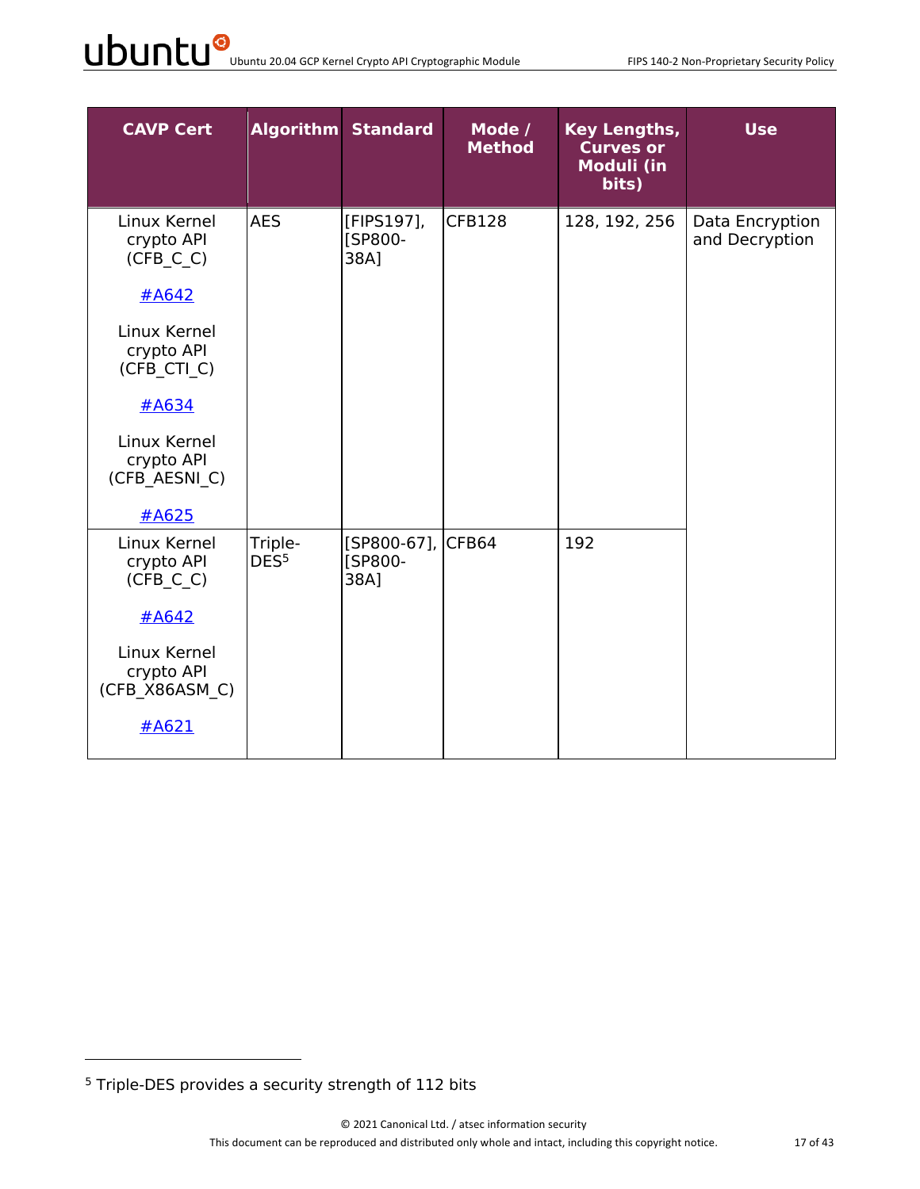| CAVP Cert | Algorithm | Standard | Mode / Method | Key Lengths, Curves or Moduli (in bits) | Use |
|---|---|---|---|---|---|
| Linux Kernel crypto API (CFB_C_C)<br><br>#A642<br><br>Linux Kernel crypto API (CFB_CTI_C)<br><br>#A634<br><br>Linux Kernel crypto API (CFB_AESNI_C)<br><br>#A625 | AES | [FIPS197], [SP800-38A] | CFB128 | 128, 192, 256 | Data Encryption and Decryption |
| Linux Kernel crypto API (CFB_C_C)<br><br>#A642<br><br>Linux Kernel crypto API (CFB_X86ASM_C)<br><br>#A621 | Triple-DES[5] | [SP800-67], [SP800-38A] | CFB64 | 192 | |

[5] Triple-DES provides a security strength of 112 bits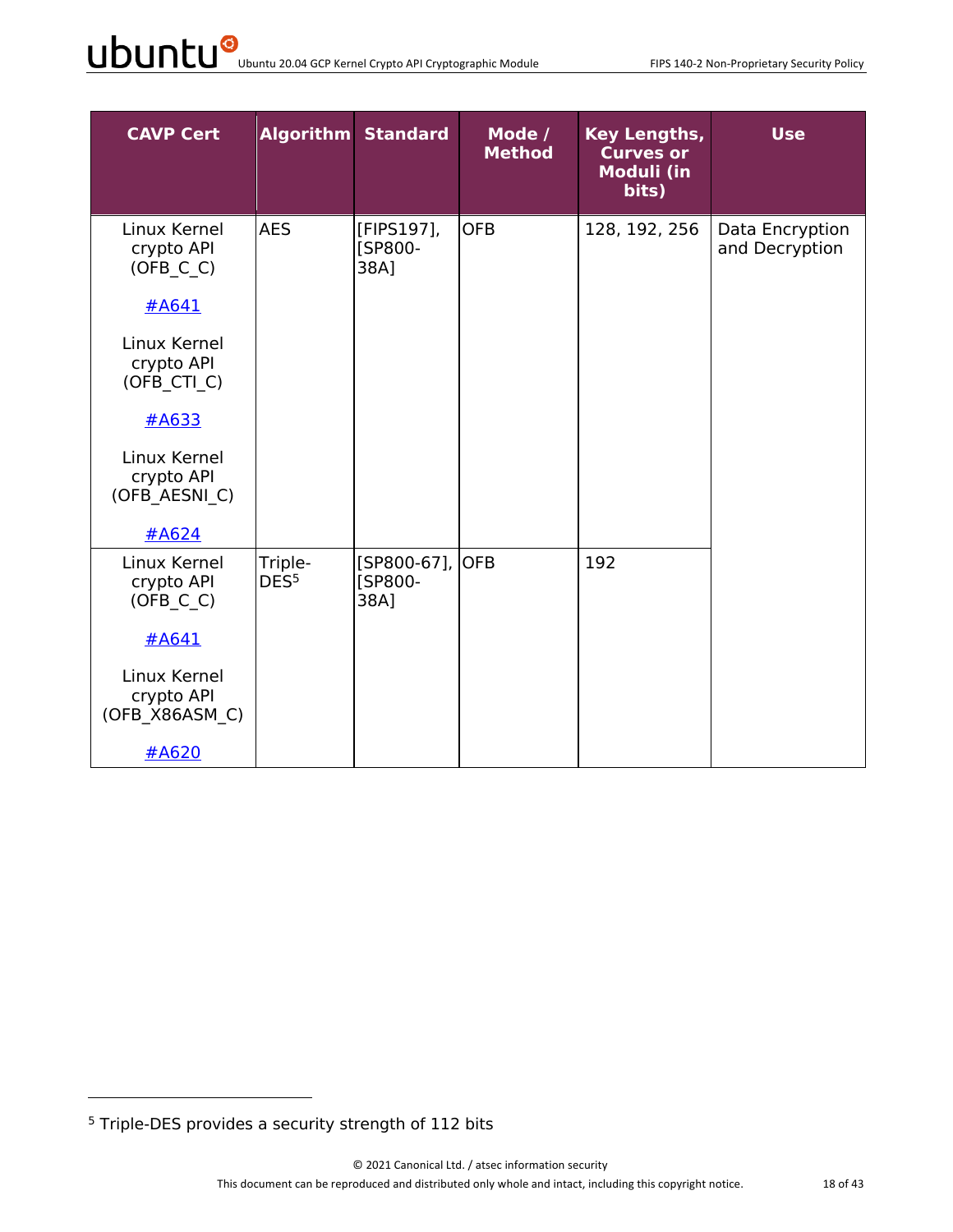| CAVP Cert | Algorithm | Standard | Mode / Method | Key Lengths, Curves or Moduli (in bits) | Use |
|---|---|---|---|---|---|
| Linux Kernel crypto API (OFB_C_C) #A641 Linux Kernel crypto API (OFB_CTI_C) #A633 Linux Kernel crypto API (OFB_AESNI_C) #A624 | AES | [FIPS197], [SP800-38A] | OFB | 128, 192, 256 | Data Encryption and Decryption |
| Linux Kernel crypto API (OFB_C_C) #A641 Linux Kernel crypto API (OFB_X86ASM_C) #A620 | Triple-DES[5] | [SP800-67], [SP800-38A] | OFB | 192 | |

[5] Triple-DES provides a security strength of 112 bits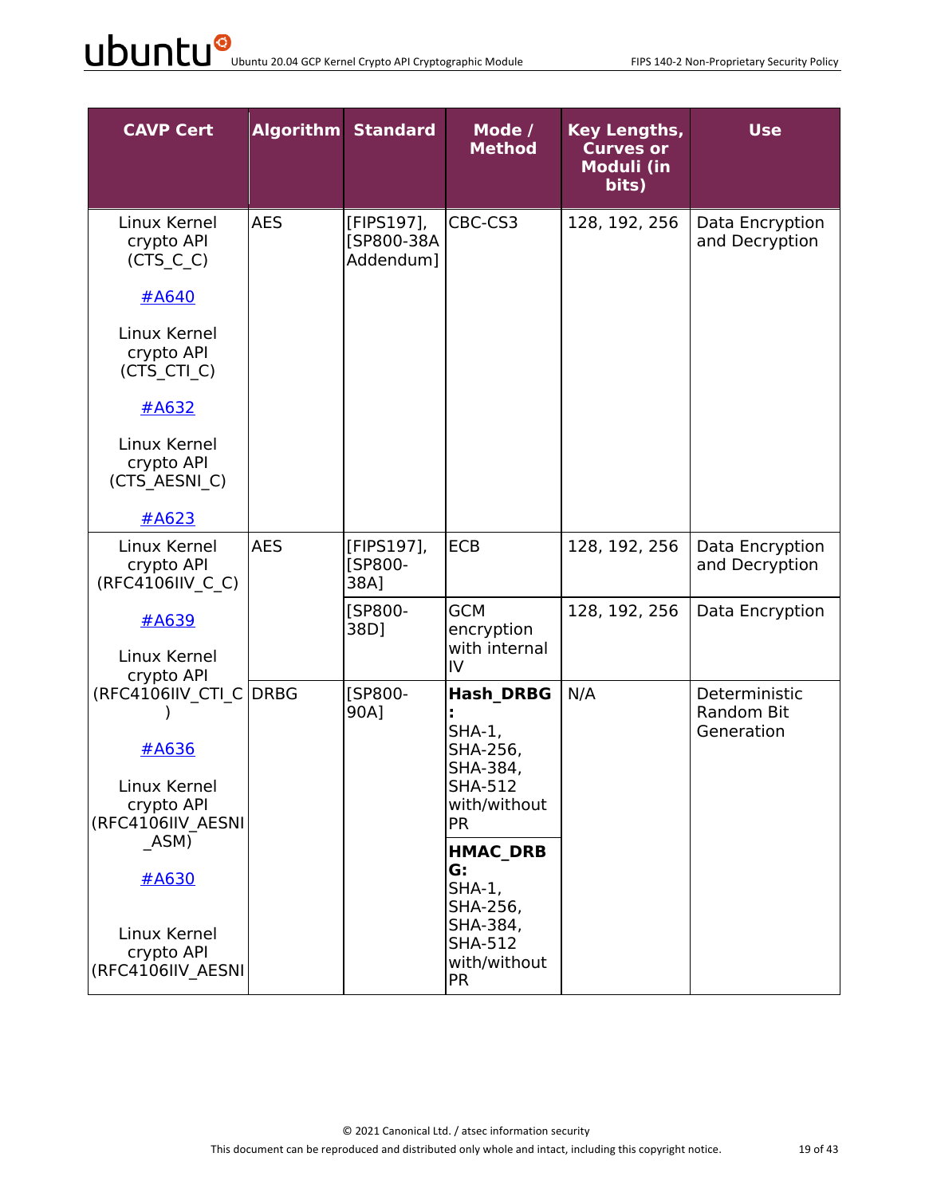| CAVP Cert | Algorithm | Standard | Mode / Method | Key Lengths, Curves or Moduli (in bits) | Use |
|---|---|---|---|---|---|
| Linux Kernel crypto API (CTS_C_C)<br><br>#A640<br><br>Linux Kernel crypto API (CTS_CTI_C)<br><br>#A632<br><br>Linux Kernel crypto API (CTS_AESNI_C)<br><br>#A623 | AES | [FIPS197], [SP800-38A Addendum] | CBC-CS3 | 128, 192, 256 | Data Encryption and Decryption |
| Linux Kernel crypto API (RFC4106IIV_C_C)<br><br>#A639<br><br>Linux Kernel crypto API (RFC4106IIV_CTI_C)<br><br>#A636<br><br>Linux Kernel crypto API (RFC4106IIV_AESNI_ASM)<br><br>#A630<br><br>Linux Kernel crypto API (RFC4106IIV_AESNI | AES | [FIPS197], [SP800-38A] | ECB | 128, 192, 256 | Data Encryption and Decryption |
| | | [SP800-38D] | GCM encryption with internal IV | 128, 192, 256 | Data Encryption |
| | DRBG | [SP800-90A] | **Hash_DRBG:** SHA-1, SHA-256, SHA-384, SHA-512 with/without PR | N/A | Deterministic Random Bit Generation |
| | | | **HMAC_DRBG:** SHA-1, SHA-256, SHA-384, SHA-512 with/without PR | | |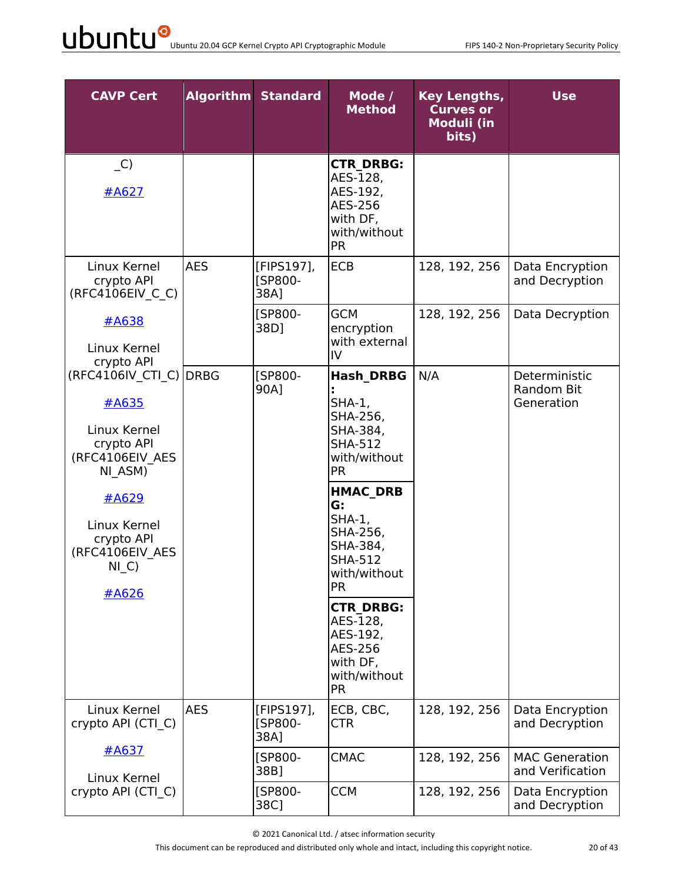| CAVP Cert | Algorithm | Standard | Mode / Method | Key Lengths, Curves or Moduli (in bits) | Use |
|---|---|---|---|---|---|
| _C)<br><br>#A627 | | | **CTR_DRBG:** AES-128, AES-192, AES-256 with DF, with/without PR | | |
| Linux Kernel crypto API (RFC4106EIV_C_C)<br><br>#A638<br><br>Linux Kernel crypto API (RFC4106IV_CTI_C)<br><br>#A635<br><br>Linux Kernel crypto API (RFC4106EIV_AES NI_ASM)<br><br>#A629<br><br>Linux Kernel crypto API (RFC4106EIV_AES NI_C)<br><br>#A626 | AES | [FIPS197], [SP800-38A] | ECB | 128, 192, 256 | Data Encryption and Decryption |
| | | [SP800-38D] | GCM encryption with external IV | 128, 192, 256 | Data Decryption |
| | DRBG | [SP800-90A] | **Hash_DRBG:** SHA-1, SHA-256, SHA-384, SHA-512 with/without PR | N/A | Deterministic Random Bit Generation |
| | | | **HMAC_DRBG:** SHA-1, SHA-256, SHA-384, SHA-512 with/without PR | | |
| | | | **CTR_DRBG:** AES-128, AES-192, AES-256 with DF, with/without PR | | |
| Linux Kernel crypto API (CTI_C)<br><br>#A637<br><br>Linux Kernel crypto API (CTI_C) | AES | [FIPS197], [SP800-38A] | ECB, CBC, CTR | 128, 192, 256 | Data Encryption and Decryption |
| | | [SP800-38B] | CMAC | 128, 192, 256 | MAC Generation and Verification |
| | | [SP800-38C] | CCM | 128, 192, 256 | Data Encryption and Decryption |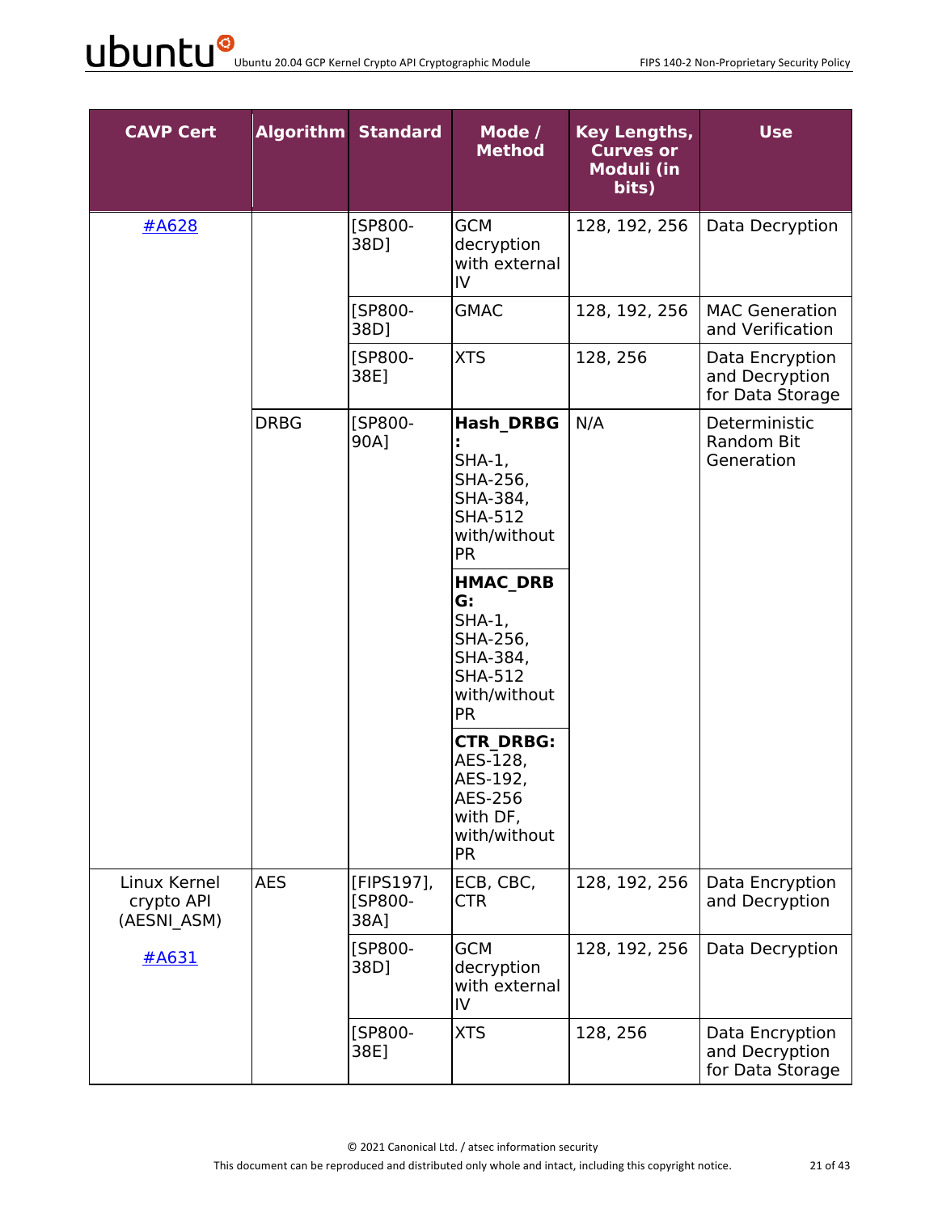| CAVP Cert | Algorithm | Standard | Mode / Method | Key Lengths, Curves or Moduli (in bits) | Use |
|---|---|---|---|---|---|
| #A628 | | [SP800-38D] | GCM decryption with external IV | 128, 192, 256 | Data Decryption |
| | | [SP800-38D] | GMAC | 128, 192, 256 | MAC Generation and Verification |
| | | [SP800-38E] | XTS | 128, 256 | Data Encryption and Decryption for Data Storage |
| | DRBG | [SP800-90A] | **Hash_DRBG:** SHA-1, SHA-256, SHA-384, SHA-512 with/without PR | N/A | Deterministic Random Bit Generation |
| | | | **HMAC_DRBG:** SHA-1, SHA-256, SHA-384, SHA-512 with/without PR | | |
| | | | **CTR_DRBG:** AES-128, AES-192, AES-256 with DF, with/without PR | | |
| Linux Kernel crypto API (AESNI_ASM) #A631 | AES | [FIPS197], [SP800-38A] | ECB, CBC, CTR | 128, 192, 256 | Data Encryption and Decryption |
| | | [SP800-38D] | GCM decryption with external IV | 128, 192, 256 | Data Decryption |
| | | [SP800-38E] | XTS | 128, 256 | Data Encryption and Decryption for Data Storage |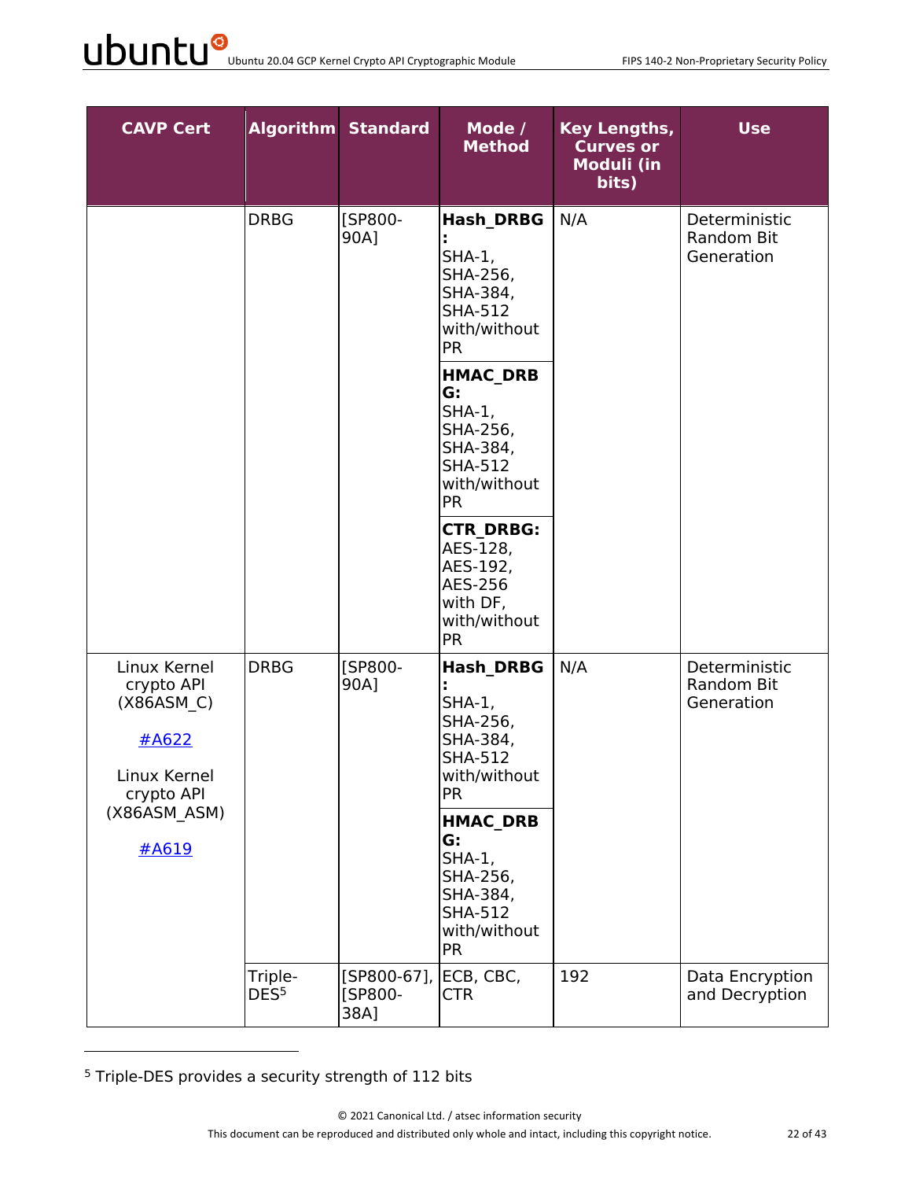| CAVP Cert | Algorithm | Standard | Mode / Method | Key Lengths, Curves or Moduli (in bits) | Use |
|---|---|---|---|---|---|
| | DRBG | [SP800-90A] | **Hash_DRBG:** SHA-1, SHA-256, SHA-384, SHA-512 with/without PR | N/A | Deterministic Random Bit Generation |
| | | | **HMAC_DRBG:** SHA-1, SHA-256, SHA-384, SHA-512 with/without PR | | |
| | | | **CTR_DRBG:** AES-128, AES-192, AES-256 with DF, with/without PR | | |
| Linux Kernel crypto API (X86ASM_C) #A622 Linux Kernel crypto API (X86ASM_ASM) #A619 | DRBG | [SP800-90A] | **Hash_DRBG:** SHA-1, SHA-256, SHA-384, SHA-512 with/without PR | N/A | Deterministic Random Bit Generation |
| | | | **HMAC_DRBG:** SHA-1, SHA-256, SHA-384, SHA-512 with/without PR | | |
| | Triple-DES[5] | [SP800-67], [SP800-38A] | ECB, CBC, CTR | 192 | Data Encryption and Decryption |

[5] Triple-DES provides a security strength of 112 bits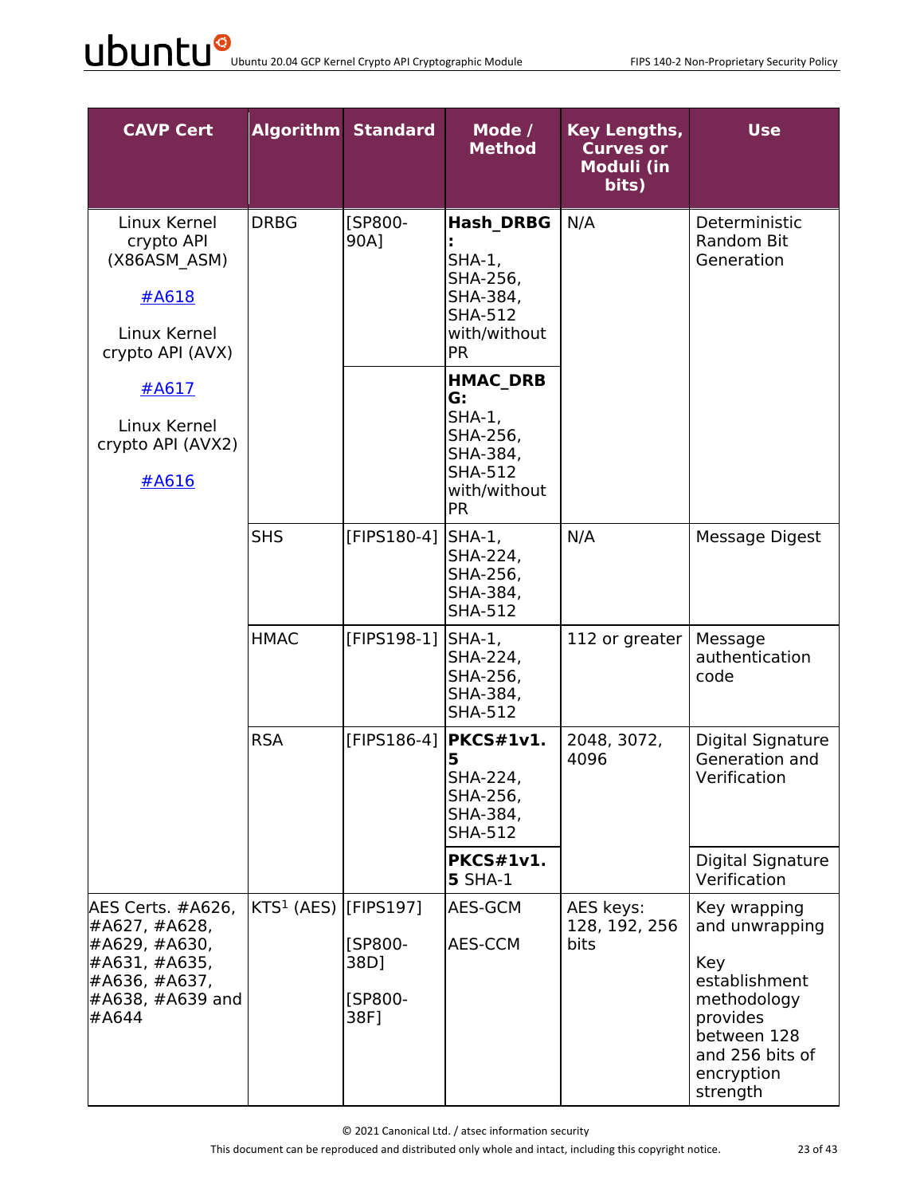| CAVP Cert | Algorithm | Standard | Mode / Method | Key Lengths, Curves or Moduli (in bits) | Use |
|---|---|---|---|---|---|
| Linux Kernel crypto API (X86ASM_ASM) #A618 Linux Kernel crypto API (AVX) #A617 Linux Kernel crypto API (AVX2) #A616 | DRBG | [SP800-90A] | **Hash_DRBG:** SHA-1, SHA-256, SHA-384, SHA-512 with/without PR | N/A | Deterministic Random Bit Generation |
| | | | **HMAC_DRBG:** SHA-1, SHA-256, SHA-384, SHA-512 with/without PR | | |
| | SHS | [FIPS180-4] | SHA-1, SHA-224, SHA-256, SHA-384, SHA-512 | N/A | Message Digest |
| | HMAC | [FIPS198-1] | SHA-1, SHA-224, SHA-256, SHA-384, SHA-512 | 112 or greater | Message authentication code |
| | RSA | [FIPS186-4] | **PKCS#1v1.5** SHA-224, SHA-256, SHA-384, SHA-512 | 2048, 3072, 4096 | Digital Signature Generation and Verification |
| | | | **PKCS#1v1.5** SHA-1 | | Digital Signature Verification |
| AES Certs. #A626, #A627, #A628, #A629, #A630, #A631, #A635, #A636, #A637, #A638, #A639 and #A644 | KTS[1] (AES) | [FIPS197] [SP800-38D] [SP800-38F] | AES-GCM AES-CCM | AES keys: 128, 192, 256 bits | Key wrapping and unwrapping Key establishment methodology provides between 128 and 256 bits of encryption strength |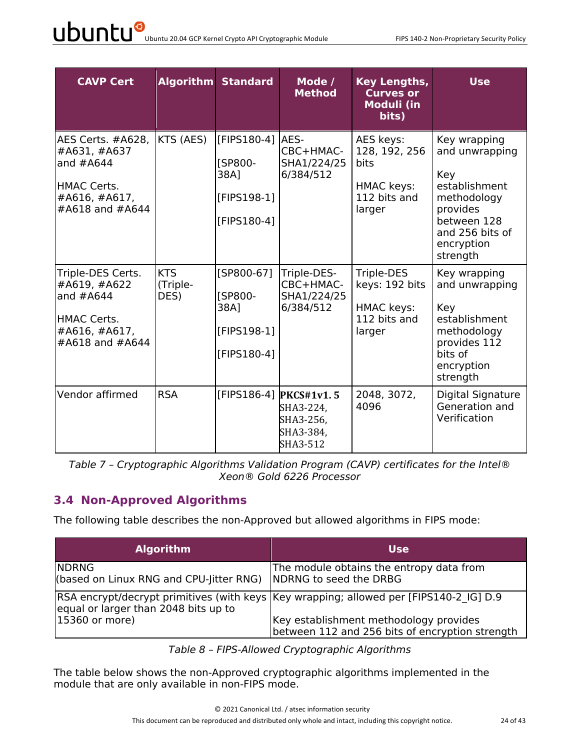| CAVP Cert | Algorithm | Standard | Mode / Method | Key Lengths, Curves or Moduli (in bits) | Use |
|---|---|---|---|---|---|
| AES Certs. #A628, #A631, #A637 and #A644<br><br>HMAC Certs. #A616, #A617, #A618 and #A644 | KTS (AES) | [FIPS180-4]<br><br>[SP800-38A]<br><br>[FIPS198-1]<br><br>[FIPS180-4] | AES-CBC+HMAC-SHA1/224/256/384/512 | AES keys: 128, 192, 256 bits<br><br>HMAC keys: 112 bits and larger | Key wrapping and unwrapping<br><br>Key establishment methodology provides between 128 and 256 bits of encryption strength |
| Triple-DES Certs. #A619, #A622 and #A644<br><br>HMAC Certs. #A616, #A617, #A618 and #A644 | KTS (Triple-DES) | [SP800-67]<br><br>[SP800-38A]<br><br>[FIPS198-1]<br><br>[FIPS180-4] | Triple-DES-CBC+HMAC-SHA1/224/256/384/512 | Triple-DES keys: 192 bits<br><br>HMAC keys: 112 bits and larger | Key wrapping and unwrapping<br><br>Key establishment methodology provides 112 bits of encryption strength |
| Vendor affirmed | RSA | [FIPS186-4] | **PKCS#1v1.5**<br>SHA3-224,<br>SHA3-256,<br>SHA3-384,<br>SHA3-512 | 2048, 3072, 4096 | Digital Signature Generation and Verification |

*Table 7 – Cryptographic Algorithms Validation Program (CAVP) certificates for the Intel® Xeon® Gold 6226 Processor*

## 3.4 Non-Approved Algorithms

The following table describes the non-Approved but allowed algorithms in FIPS mode:

| Algorithm | Use |
|---|---|
| NDRNG<br>(based on Linux RNG and CPU-Jitter RNG) | The module obtains the entropy data from NDRNG to seed the DRBG |
| RSA encrypt/decrypt primitives (with keys equal or larger than 2048 bits up to 15360 or more) | Key wrapping; allowed per [FIPS140-2_IG] D.9<br><br>Key establishment methodology provides between 112 and 256 bits of encryption strength |

*Table 8 – FIPS-Allowed Cryptographic Algorithms*

The table below shows the non-Approved cryptographic algorithms implemented in the module that are only available in non-FIPS mode.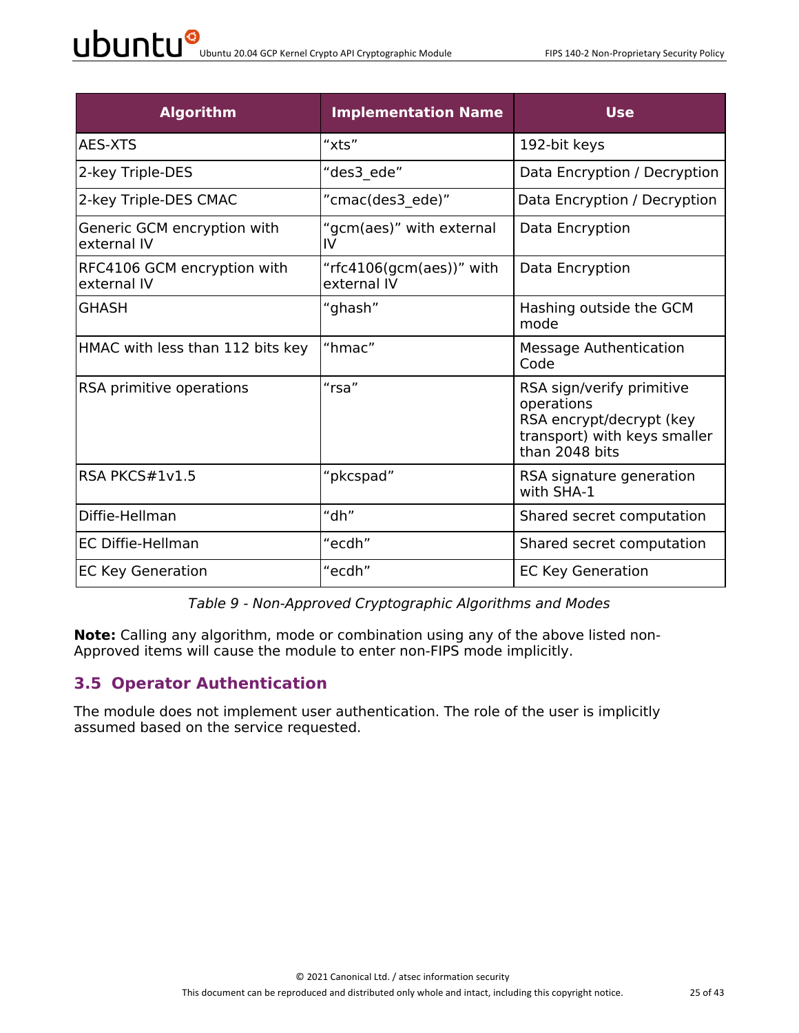| Algorithm | Implementation Name | Use |
|---|---|---|
| AES-XTS | “xts” | 192-bit keys |
| 2-key Triple-DES | “des3_ede” | Data Encryption / Decryption |
| 2-key Triple-DES CMAC | ”cmac(des3_ede)” | Data Encryption / Decryption |
| Generic GCM encryption with external IV | “gcm(aes)” with external IV | Data Encryption |
| RFC4106 GCM encryption with external IV | “rfc4106(gcm(aes))” with external IV | Data Encryption |
| GHASH | “ghash” | Hashing outside the GCM mode |
| HMAC with less than 112 bits key | “hmac” | Message Authentication Code |
| RSA primitive operations | “rsa” | RSA sign/verify primitive operations<br>RSA encrypt/decrypt (key transport) with keys smaller than 2048 bits |
| RSA PKCS#1v1.5 | “pkcspad” | RSA signature generation with SHA-1 |
| Diffie-Hellman | “dh” | Shared secret computation |
| EC Diffie-Hellman | “ecdh” | Shared secret computation |
| EC Key Generation | “ecdh” | EC Key Generation |

*Table 9 - Non-Approved Cryptographic Algorithms and Modes*

**Note:** Calling any algorithm, mode or combination using any of the above listed non-Approved items will cause the module to enter non-FIPS mode implicitly.

## 3.5 Operator Authentication

The module does not implement user authentication. The role of the user is implicitly assumed based on the service requested.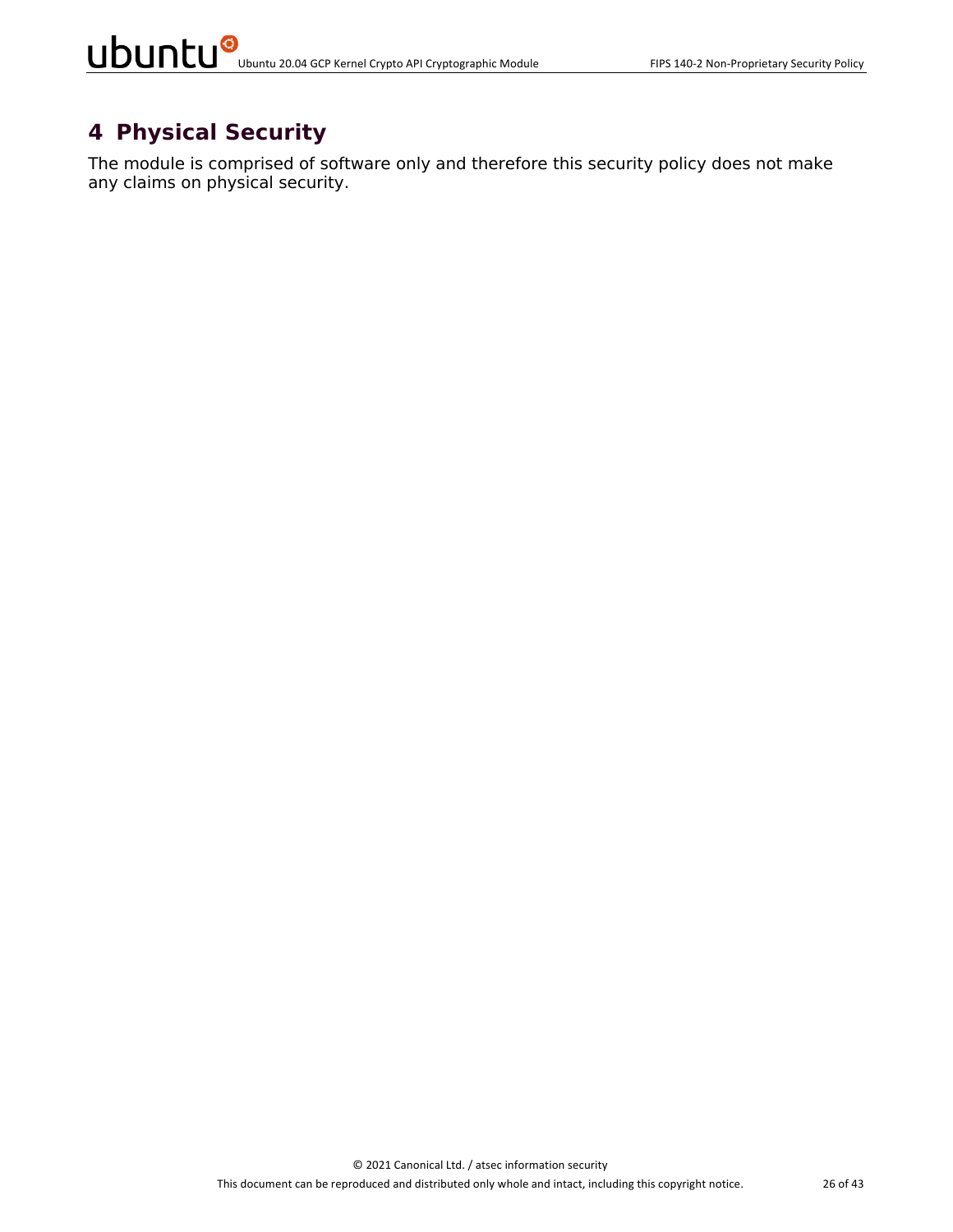# 4 Physical Security

The module is comprised of software only and therefore this security policy does not make any claims on physical security.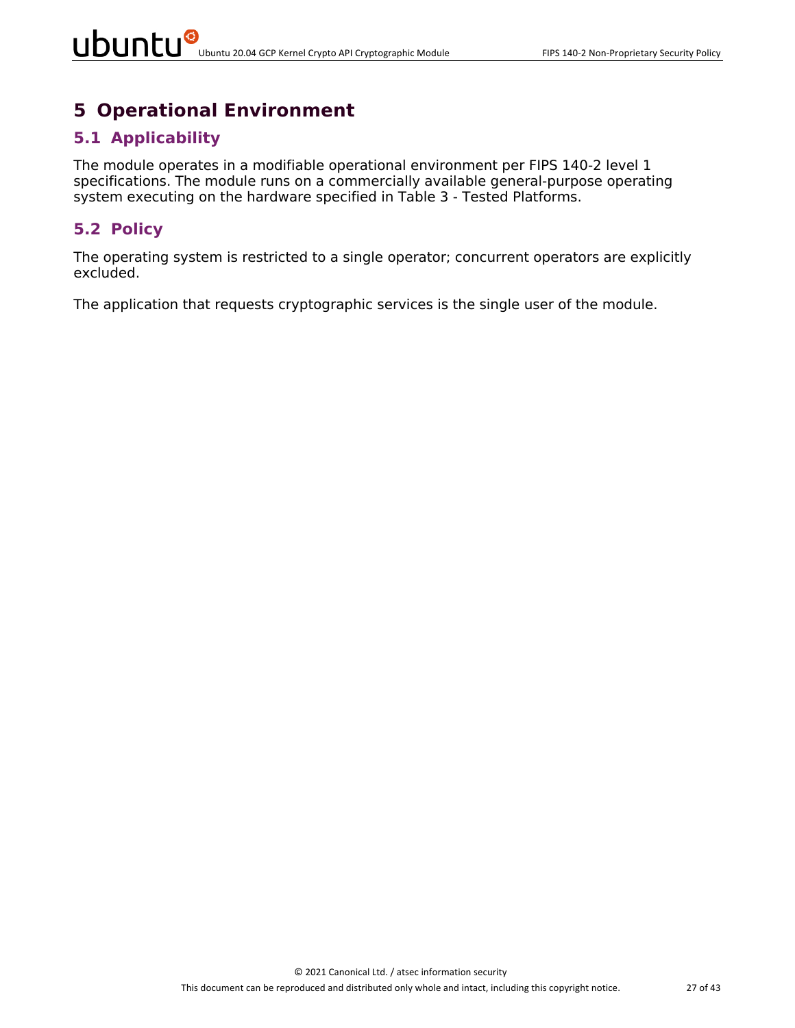# 5 Operational Environment

## 5.1 Applicability

The module operates in a modifiable operational environment per FIPS 140-2 level 1 specifications. The module runs on a commercially available general-purpose operating system executing on the hardware specified in Table 3 - Tested Platforms.

## 5.2 Policy

The operating system is restricted to a single operator; concurrent operators are explicitly excluded.

The application that requests cryptographic services is the single user of the module.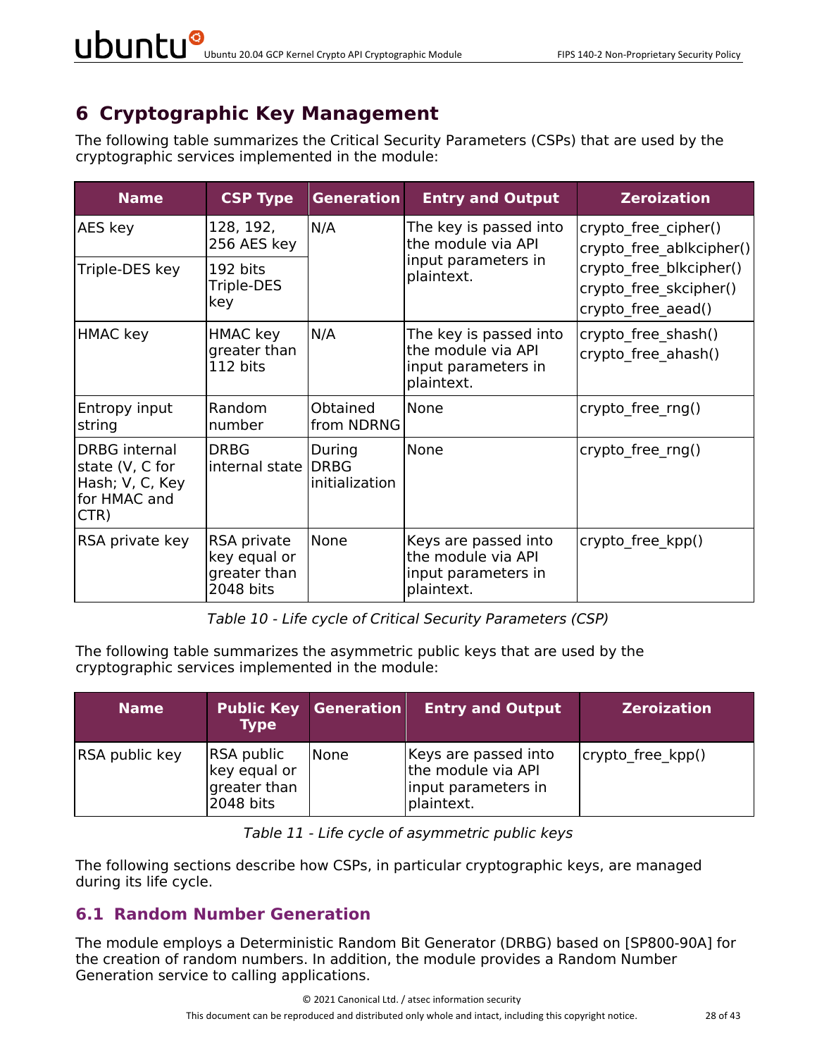# 6 Cryptographic Key Management

The following table summarizes the Critical Security Parameters (CSPs) that are used by the cryptographic services implemented in the module:

| Name | CSP Type | Generation | Entry and Output | Zeroization |
|---|---|---|---|---|
| AES key | 128, 192, 256 AES key | N/A | The key is passed into the module via API input parameters in plaintext. | crypto_free_cipher() crypto_free_ablkcipher() crypto_free_blkcipher() crypto_free_skcipher() crypto_free_aead() |
| Triple-DES key | 192 bits Triple-DES key | | | |
| HMAC key | HMAC key greater than 112 bits | N/A | The key is passed into the module via API input parameters in plaintext. | crypto_free_shash() crypto_free_ahash() |
| Entropy input string | Random number | Obtained from NDRNG | None | crypto_free_rng() |
| DRBG internal state (V, C for Hash; V, C, Key for HMAC and CTR) | DRBG internal state | During DRBG initialization | None | crypto_free_rng() |
| RSA private key | RSA private key equal or greater than 2048 bits | None | Keys are passed into the module via API input parameters in plaintext. | crypto_free_kpp() |

*Table 10 - Life cycle of Critical Security Parameters (CSP)*

The following table summarizes the asymmetric public keys that are used by the cryptographic services implemented in the module:

| Name | Public Key Type | Generation | Entry and Output | Zeroization |
|---|---|---|---|---|
| RSA public key | RSA public key equal or greater than 2048 bits | None | Keys are passed into the module via API input parameters in plaintext. | crypto_free_kpp() |

*Table 11 - Life cycle of asymmetric public keys*

The following sections describe how CSPs, in particular cryptographic keys, are managed during its life cycle.

## 6.1 Random Number Generation

The module employs a Deterministic Random Bit Generator (DRBG) based on [SP800-90A] for the creation of random numbers. In addition, the module provides a Random Number Generation service to calling applications.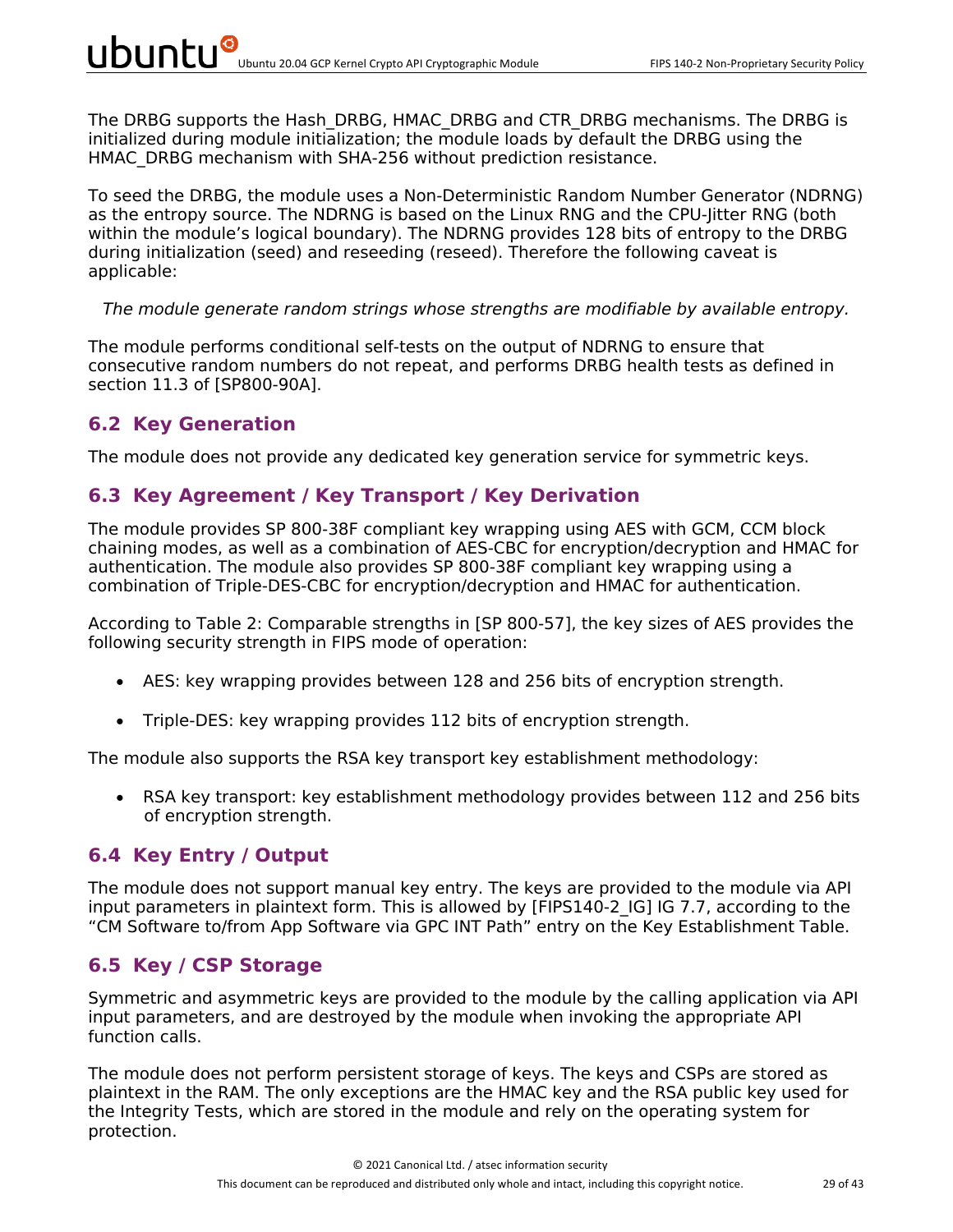The DRBG supports the Hash_DRBG, HMAC_DRBG and CTR_DRBG mechanisms. The DRBG is initialized during module initialization; the module loads by default the DRBG using the HMAC_DRBG mechanism with SHA-256 without prediction resistance.

To seed the DRBG, the module uses a Non-Deterministic Random Number Generator (NDRNG) as the entropy source. The NDRNG is based on the Linux RNG and the CPU-Jitter RNG (both within the module's logical boundary). The NDRNG provides 128 bits of entropy to the DRBG during initialization (seed) and reseeding (reseed). Therefore the following caveat is applicable:

*The module generate random strings whose strengths are modifiable by available entropy.*

The module performs conditional self-tests on the output of NDRNG to ensure that consecutive random numbers do not repeat, and performs DRBG health tests as defined in section 11.3 of [SP800-90A].

## 6.2 Key Generation

The module does not provide any dedicated key generation service for symmetric keys.

## 6.3 Key Agreement / Key Transport / Key Derivation

The module provides SP 800-38F compliant key wrapping using AES with GCM, CCM block chaining modes, as well as a combination of AES-CBC for encryption/decryption and HMAC for authentication. The module also provides SP 800-38F compliant key wrapping using a combination of Triple-DES-CBC for encryption/decryption and HMAC for authentication.

According to Table 2: Comparable strengths in [SP 800-57], the key sizes of AES provides the following security strength in FIPS mode of operation:

- AES: key wrapping provides between 128 and 256 bits of encryption strength.
- Triple-DES: key wrapping provides 112 bits of encryption strength.

The module also supports the RSA key transport key establishment methodology:

- RSA key transport: key establishment methodology provides between 112 and 256 bits of encryption strength.

## 6.4 Key Entry / Output

The module does not support manual key entry. The keys are provided to the module via API input parameters in plaintext form. This is allowed by [FIPS140-2_IG] IG 7.7, according to the "CM Software to/from App Software via GPC INT Path" entry on the Key Establishment Table.

## 6.5 Key / CSP Storage

Symmetric and asymmetric keys are provided to the module by the calling application via API input parameters, and are destroyed by the module when invoking the appropriate API function calls.

The module does not perform persistent storage of keys. The keys and CSPs are stored as plaintext in the RAM. The only exceptions are the HMAC key and the RSA public key used for the Integrity Tests, which are stored in the module and rely on the operating system for protection.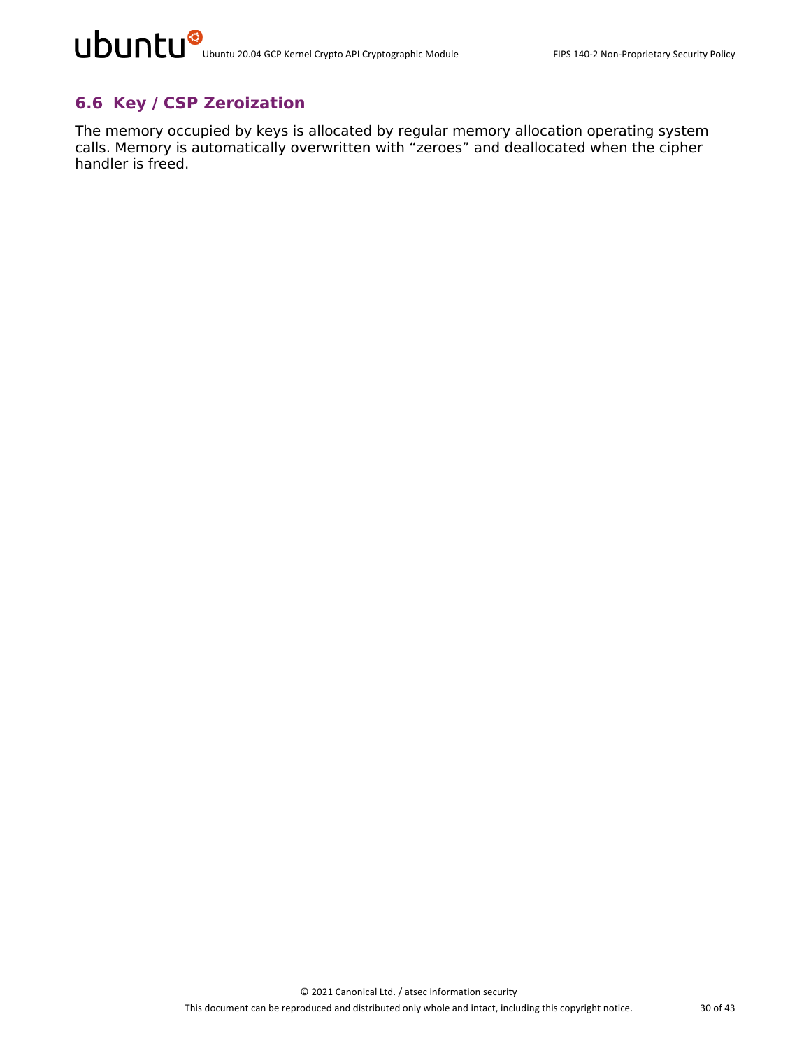## 6.6 Key / CSP Zeroization

The memory occupied by keys is allocated by regular memory allocation operating system calls. Memory is automatically overwritten with “zeroes” and deallocated when the cipher handler is freed.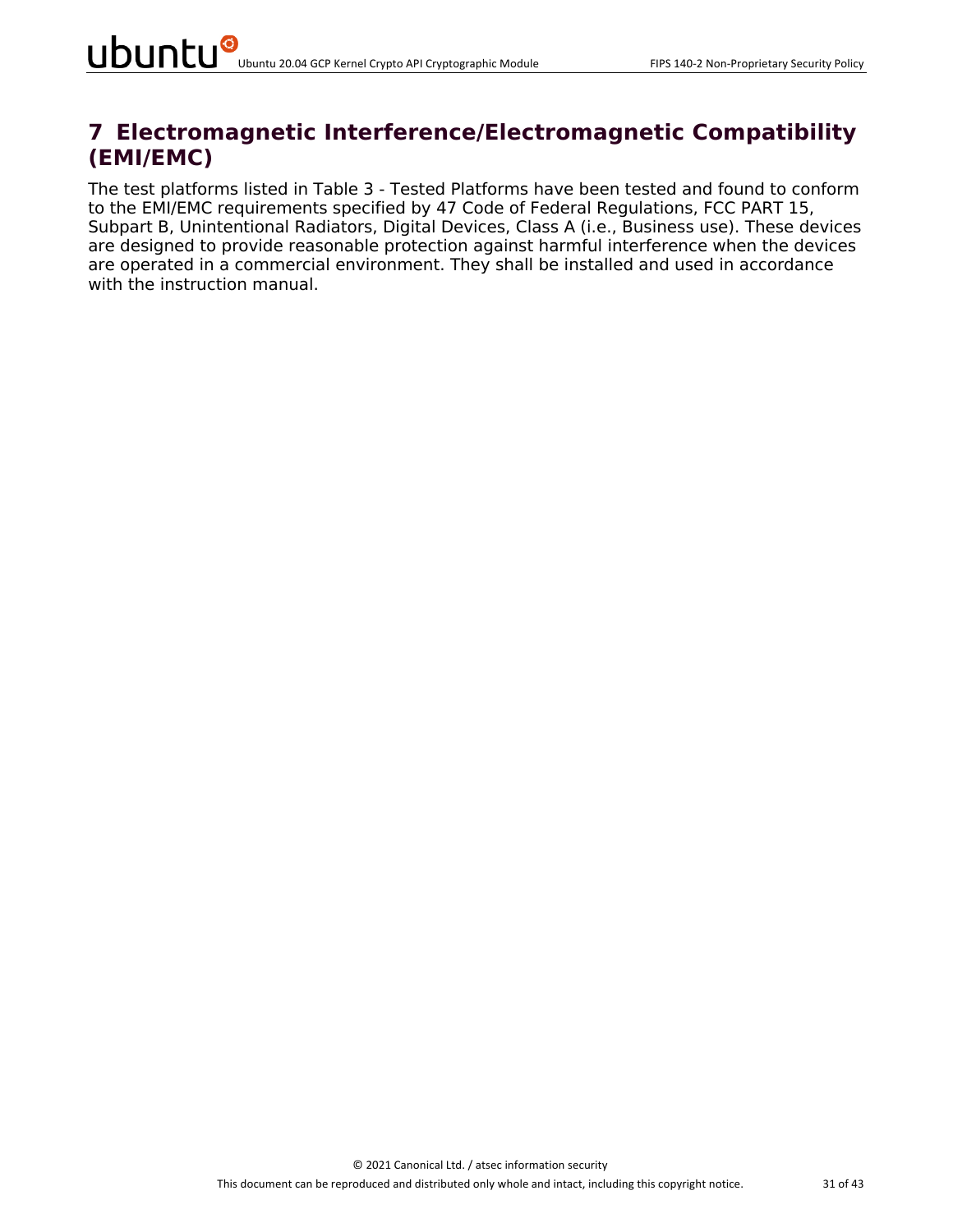# 7 Electromagnetic Interference/Electromagnetic Compatibility (EMI/EMC)

The test platforms listed in Table 3 - Tested Platforms have been tested and found to conform to the EMI/EMC requirements specified by 47 Code of Federal Regulations, FCC PART 15, Subpart B, Unintentional Radiators, Digital Devices, Class A (i.e., Business use). These devices are designed to provide reasonable protection against harmful interference when the devices are operated in a commercial environment. They shall be installed and used in accordance with the instruction manual.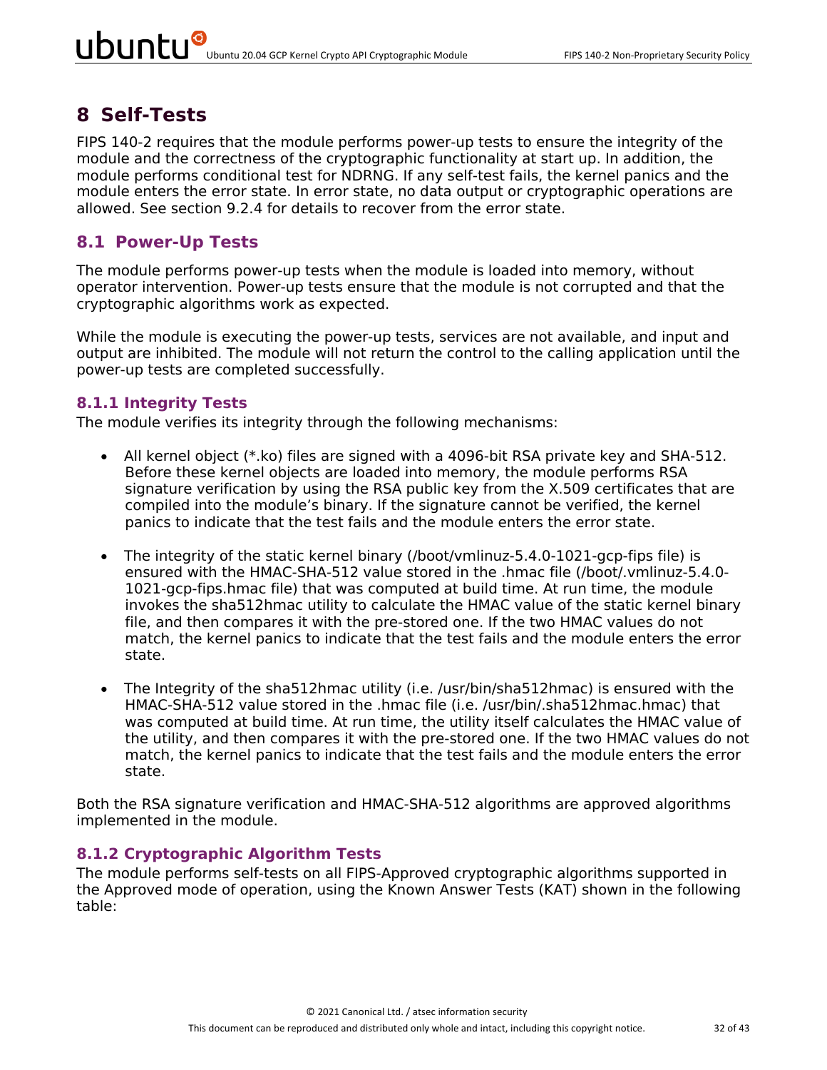# 8 Self-Tests

FIPS 140-2 requires that the module performs power-up tests to ensure the integrity of the module and the correctness of the cryptographic functionality at start up. In addition, the module performs conditional test for NDRNG. If any self-test fails, the kernel panics and the module enters the error state. In error state, no data output or cryptographic operations are allowed. See section 9.2.4 for details to recover from the error state.

## 8.1 Power-Up Tests

The module performs power-up tests when the module is loaded into memory, without operator intervention. Power-up tests ensure that the module is not corrupted and that the cryptographic algorithms work as expected.

While the module is executing the power-up tests, services are not available, and input and output are inhibited. The module will not return the control to the calling application until the power-up tests are completed successfully.

### 8.1.1 Integrity Tests

The module verifies its integrity through the following mechanisms:

- All kernel object (*.ko) files are signed with a 4096-bit RSA private key and SHA-512. Before these kernel objects are loaded into memory, the module performs RSA signature verification by using the RSA public key from the X.509 certificates that are compiled into the module's binary. If the signature cannot be verified, the kernel panics to indicate that the test fails and the module enters the error state.

- The integrity of the static kernel binary (/boot/vmlinuz-5.4.0-1021-gcp-fips file) is ensured with the HMAC-SHA-512 value stored in the .hmac file (/boot/.vmlinuz-5.4.0-1021-gcp-fips.hmac file) that was computed at build time. At run time, the module invokes the sha512hmac utility to calculate the HMAC value of the static kernel binary file, and then compares it with the pre-stored one. If the two HMAC values do not match, the kernel panics to indicate that the test fails and the module enters the error state.

- The Integrity of the sha512hmac utility (i.e. /usr/bin/sha512hmac) is ensured with the HMAC-SHA-512 value stored in the .hmac file (i.e. /usr/bin/.sha512hmac.hmac) that was computed at build time. At run time, the utility itself calculates the HMAC value of the utility, and then compares it with the pre-stored one. If the two HMAC values do not match, the kernel panics to indicate that the test fails and the module enters the error state.

Both the RSA signature verification and HMAC-SHA-512 algorithms are approved algorithms implemented in the module.

### 8.1.2 Cryptographic Algorithm Tests

The module performs self-tests on all FIPS-Approved cryptographic algorithms supported in the Approved mode of operation, using the Known Answer Tests (KAT) shown in the following table: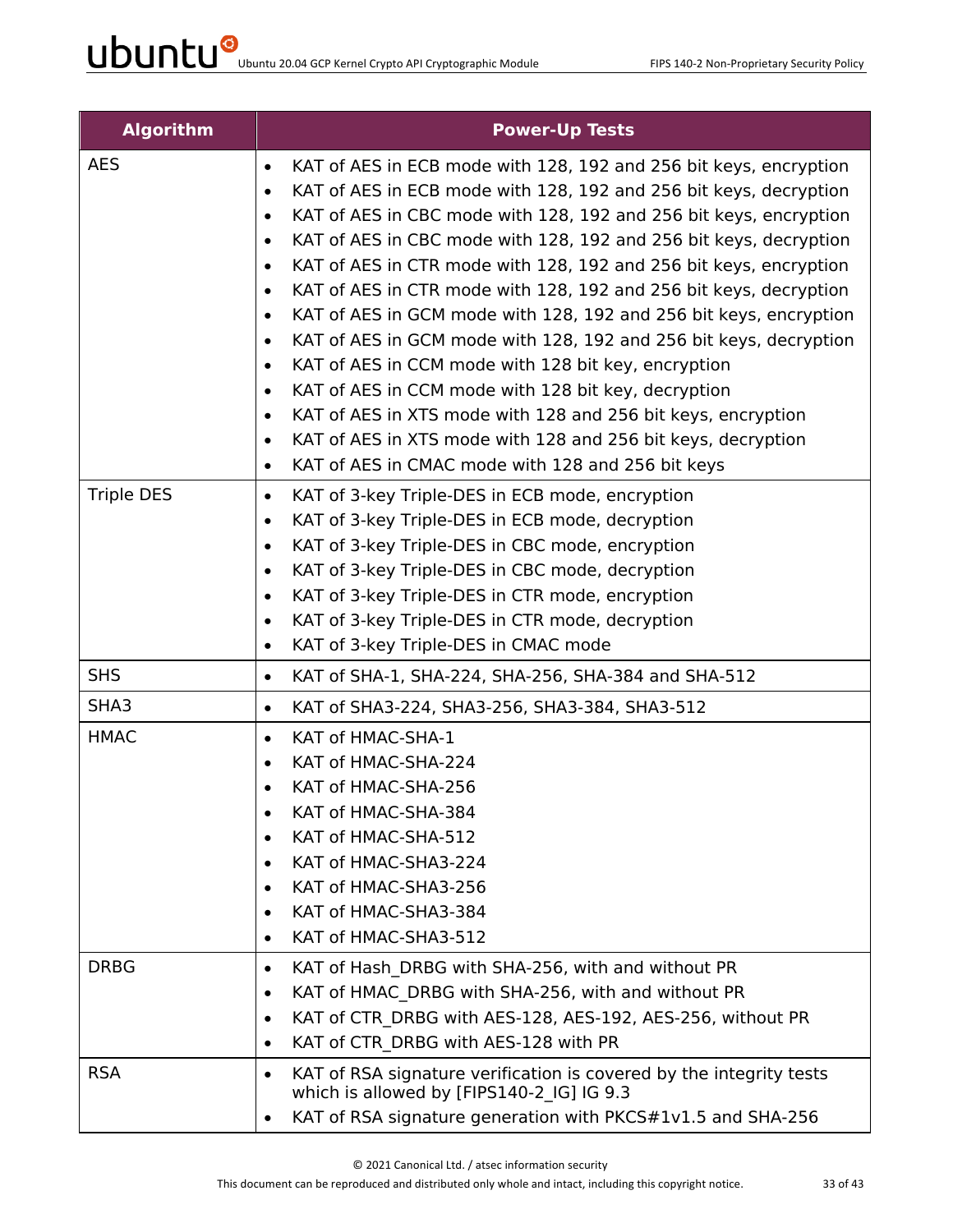| Algorithm | Power-Up Tests |
| --- | --- |
| AES | • KAT of AES in ECB mode with 128, 192 and 256 bit keys, encryption<br>• KAT of AES in ECB mode with 128, 192 and 256 bit keys, decryption<br>• KAT of AES in CBC mode with 128, 192 and 256 bit keys, encryption<br>• KAT of AES in CBC mode with 128, 192 and 256 bit keys, decryption<br>• KAT of AES in CTR mode with 128, 192 and 256 bit keys, encryption<br>• KAT of AES in CTR mode with 128, 192 and 256 bit keys, decryption<br>• KAT of AES in GCM mode with 128, 192 and 256 bit keys, encryption<br>• KAT of AES in GCM mode with 128, 192 and 256 bit keys, decryption<br>• KAT of AES in CCM mode with 128 bit key, encryption<br>• KAT of AES in CCM mode with 128 bit key, decryption<br>• KAT of AES in XTS mode with 128 and 256 bit keys, encryption<br>• KAT of AES in XTS mode with 128 and 256 bit keys, decryption<br>• KAT of AES in CMAC mode with 128 and 256 bit keys |
| Triple DES | • KAT of 3-key Triple-DES in ECB mode, encryption<br>• KAT of 3-key Triple-DES in ECB mode, decryption<br>• KAT of 3-key Triple-DES in CBC mode, encryption<br>• KAT of 3-key Triple-DES in CBC mode, decryption<br>• KAT of 3-key Triple-DES in CTR mode, encryption<br>• KAT of 3-key Triple-DES in CTR mode, decryption<br>• KAT of 3-key Triple-DES in CMAC mode |
| SHS | • KAT of SHA-1, SHA-224, SHA-256, SHA-384 and SHA-512 |
| SHA3 | • KAT of SHA3-224, SHA3-256, SHA3-384, SHA3-512 |
| HMAC | • KAT of HMAC-SHA-1<br>• KAT of HMAC-SHA-224<br>• KAT of HMAC-SHA-256<br>• KAT of HMAC-SHA-384<br>• KAT of HMAC-SHA-512<br>• KAT of HMAC-SHA3-224<br>• KAT of HMAC-SHA3-256<br>• KAT of HMAC-SHA3-384<br>• KAT of HMAC-SHA3-512 |
| DRBG | • KAT of Hash_DRBG with SHA-256, with and without PR<br>• KAT of HMAC_DRBG with SHA-256, with and without PR<br>• KAT of CTR_DRBG with AES-128, AES-192, AES-256, without PR<br>• KAT of CTR_DRBG with AES-128 with PR |
| RSA | • KAT of RSA signature verification is covered by the integrity tests which is allowed by [FIPS140-2_IG] IG 9.3<br>• KAT of RSA signature generation with PKCS#1v1.5 and SHA-256 |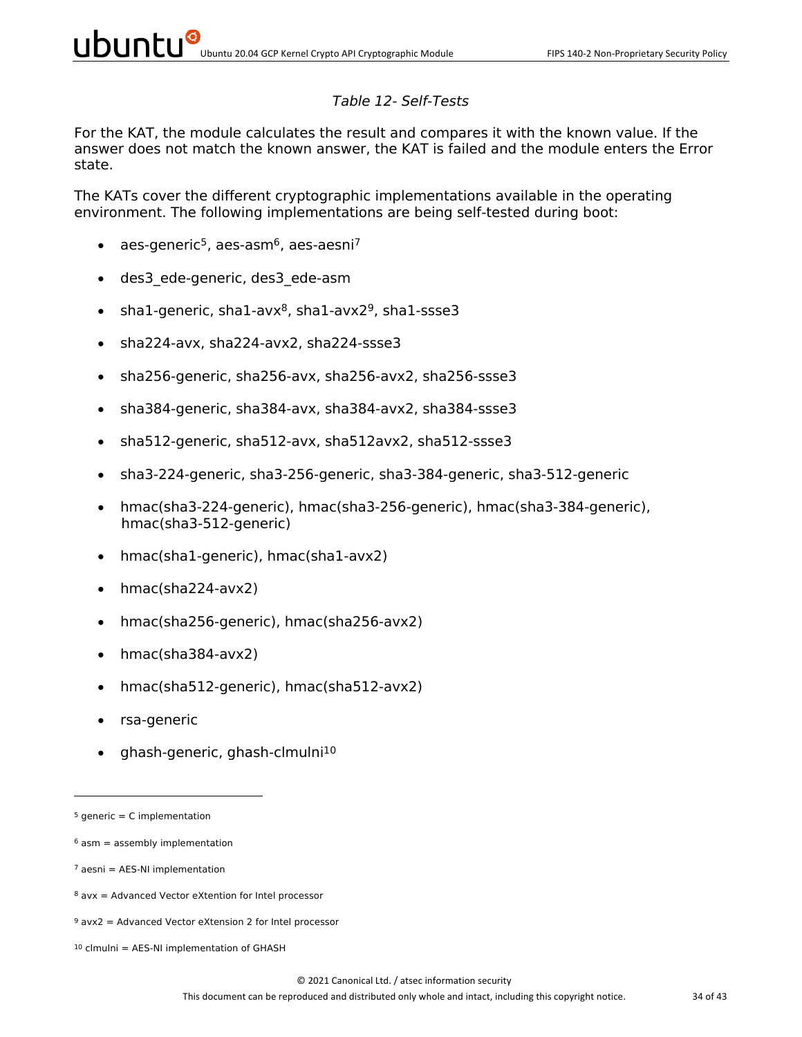*Table 12- Self-Tests*

For the KAT, the module calculates the result and compares it with the known value. If the answer does not match the known answer, the KAT is failed and the module enters the Error state.

The KATs cover the different cryptographic implementations available in the operating environment. The following implementations are being self-tested during boot:

- aes-generic[5], aes-asm[6], aes-aesni[7]
- des3_ede-generic, des3_ede-asm
- sha1-generic, sha1-avx[8], sha1-avx2[9], sha1-ssse3
- sha224-avx, sha224-avx2, sha224-ssse3
- sha256-generic, sha256-avx, sha256-avx2, sha256-ssse3
- sha384-generic, sha384-avx, sha384-avx2, sha384-ssse3
- sha512-generic, sha512-avx, sha512avx2, sha512-ssse3
- sha3-224-generic, sha3-256-generic, sha3-384-generic, sha3-512-generic
- hmac(sha3-224-generic), hmac(sha3-256-generic), hmac(sha3-384-generic), hmac(sha3-512-generic)
- hmac(sha1-generic), hmac(sha1-avx2)
- hmac(sha224-avx2)
- hmac(sha256-generic), hmac(sha256-avx2)
- hmac(sha384-avx2)
- hmac(sha512-generic), hmac(sha512-avx2)
- rsa-generic
- ghash-generic, ghash-clmulni[10]

---

[5] generic = C implementation

[6] asm = assembly implementation

[7] aesni = AES-NI implementation

[8] avx = Advanced Vector eXtention for Intel processor

[9] avx2 = Advanced Vector eXtension 2 for Intel processor

[10] clmulni = AES-NI implementation of GHASH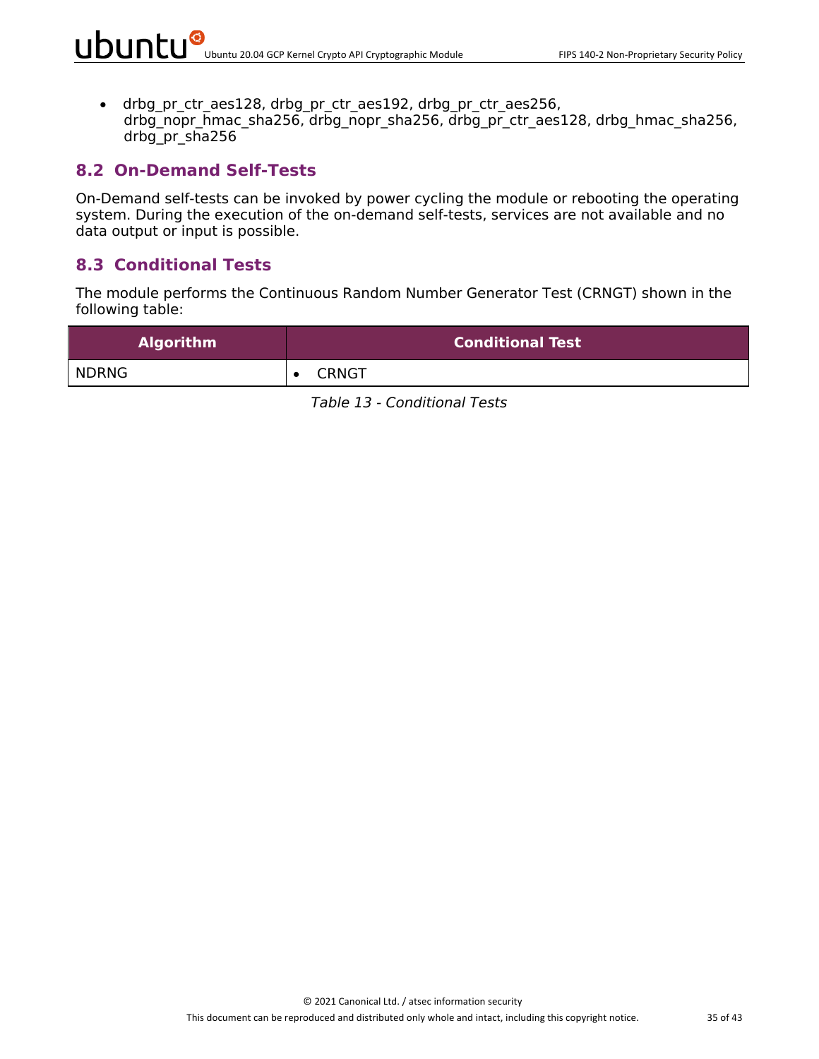- drbg_pr_ctr_aes128, drbg_pr_ctr_aes192, drbg_pr_ctr_aes256, drbg_nopr_hmac_sha256, drbg_nopr_sha256, drbg_pr_ctr_aes128, drbg_hmac_sha256, drbg_pr_sha256

## 8.2 On-Demand Self-Tests

On-Demand self-tests can be invoked by power cycling the module or rebooting the operating system. During the execution of the on-demand self-tests, services are not available and no data output or input is possible.

## 8.3 Conditional Tests

The module performs the Continuous Random Number Generator Test (CRNGT) shown in the following table:

| Algorithm | Conditional Test |
|---|---|
| NDRNG | • CRNGT |

*Table 13 - Conditional Tests*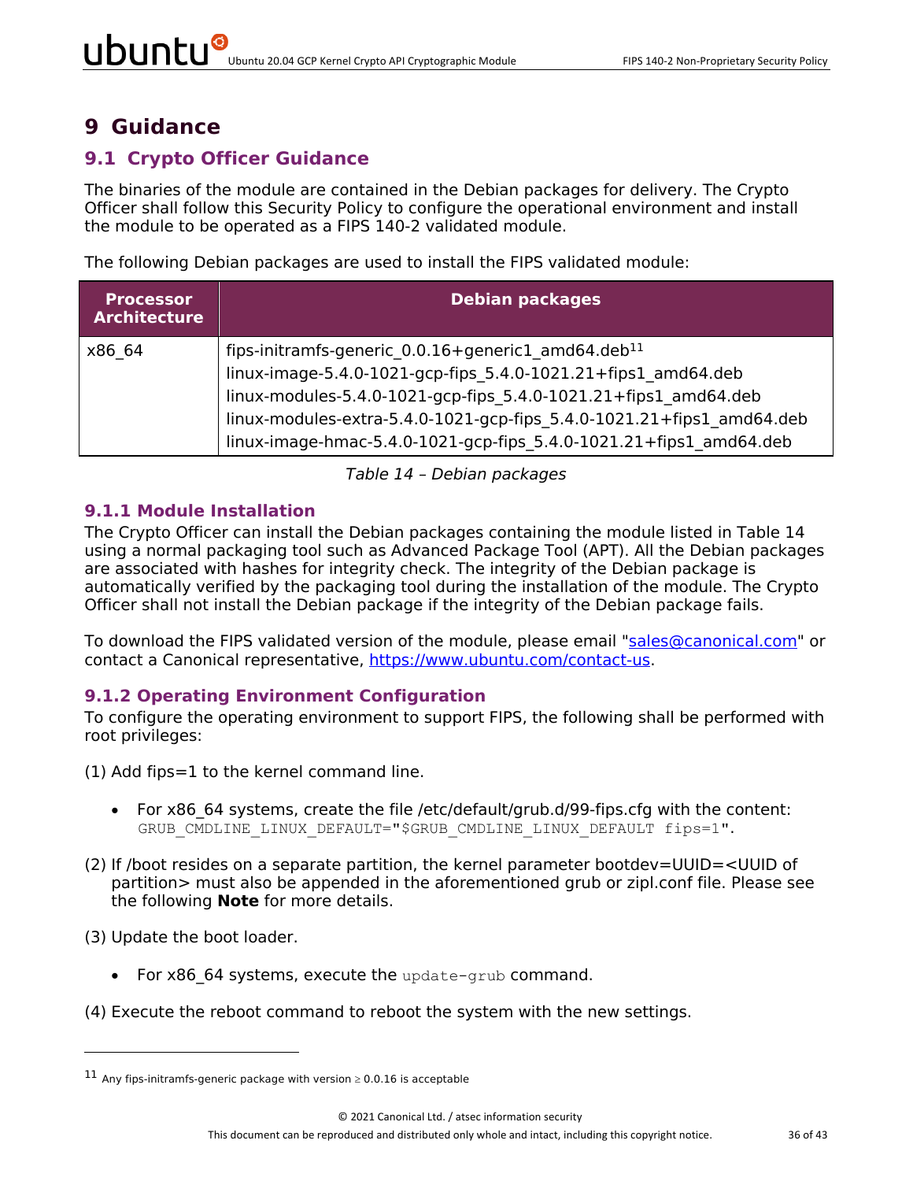# 9 Guidance

## 9.1 Crypto Officer Guidance

The binaries of the module are contained in the Debian packages for delivery. The Crypto Officer shall follow this Security Policy to configure the operational environment and install the module to be operated as a FIPS 140-2 validated module.

The following Debian packages are used to install the FIPS validated module:

| Processor Architecture | Debian packages |
|---|---|
| x86_64 | fips-initramfs-generic_0.0.16+generic1_amd64.deb[11]<br>linux-image-5.4.0-1021-gcp-fips_5.4.0-1021.21+fips1_amd64.deb<br>linux-modules-5.4.0-1021-gcp-fips_5.4.0-1021.21+fips1_amd64.deb<br>linux-modules-extra-5.4.0-1021-gcp-fips_5.4.0-1021.21+fips1_amd64.deb<br>linux-image-hmac-5.4.0-1021-gcp-fips_5.4.0-1021.21+fips1_amd64.deb |

*Table 14 – Debian packages*

### 9.1.1 Module Installation

The Crypto Officer can install the Debian packages containing the module listed in Table 14 using a normal packaging tool such as Advanced Package Tool (APT). All the Debian packages are associated with hashes for integrity check. The integrity of the Debian package is automatically verified by the packaging tool during the installation of the module. The Crypto Officer shall not install the Debian package if the integrity of the Debian package fails.

To download the FIPS validated version of the module, please email "sales@canonical.com" or contact a Canonical representative, https://www.ubuntu.com/contact-us.

### 9.1.2 Operating Environment Configuration

To configure the operating environment to support FIPS, the following shall be performed with root privileges:

(1) Add fips=1 to the kernel command line.

- For x86_64 systems, create the file /etc/default/grub.d/99-fips.cfg with the content: `GRUB_CMDLINE_LINUX_DEFAULT="$GRUB_CMDLINE_LINUX_DEFAULT fips=1"`.

(2) If /boot resides on a separate partition, the kernel parameter bootdev=UUID=<UUID of partition> must also be appended in the aforementioned grub or zipl.conf file. Please see the following **Note** for more details.

(3) Update the boot loader.

- For x86_64 systems, execute the `update-grub` command.

(4) Execute the reboot command to reboot the system with the new settings.

---

[11] Any fips-initramfs-generic package with version ≥ 0.0.16 is acceptable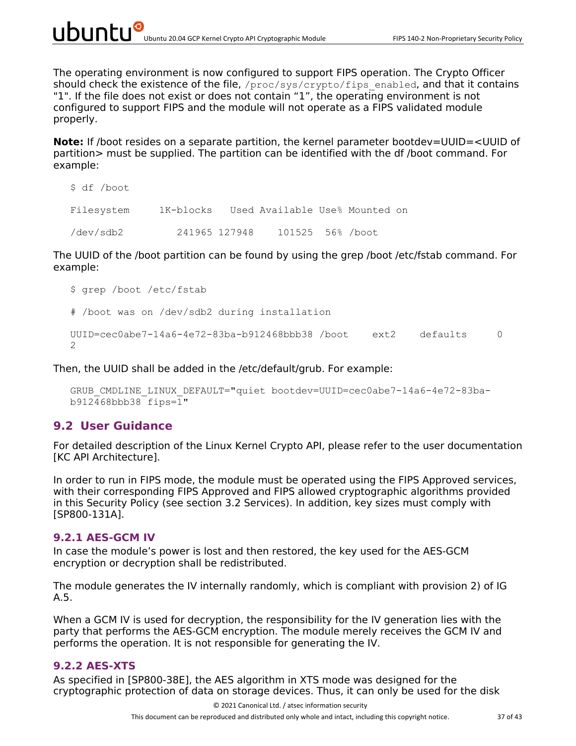The operating environment is now configured to support FIPS operation. The Crypto Officer should check the existence of the file, `/proc/sys/crypto/fips_enabled`, and that it contains "1". If the file does not exist or does not contain "1", the operating environment is not configured to support FIPS and the module will not operate as a FIPS validated module properly.

**Note:** If /boot resides on a separate partition, the kernel parameter bootdev=UUID=<UUID of partition> must be supplied. The partition can be identified with the df /boot command. For example:

```
$ df /boot

Filesystem     1K-blocks   Used Available Use% Mounted on

/dev/sdb2         241965 127948    101525  56% /boot
```

The UUID of the /boot partition can be found by using the grep /boot /etc/fstab command. For example:

```
$ grep /boot /etc/fstab

# /boot was on /dev/sdb2 during installation

UUID=cec0abe7-14a6-4e72-83ba-b912468bbb38 /boot    ext2    defaults     0
2
```

Then, the UUID shall be added in the /etc/default/grub. For example:

```
GRUB_CMDLINE_LINUX_DEFAULT="quiet bootdev=UUID=cec0abe7-14a6-4e72-83ba-
b912468bbb38 fips=1"
```

## 9.2 User Guidance

For detailed description of the Linux Kernel Crypto API, please refer to the user documentation [KC API Architecture].

In order to run in FIPS mode, the module must be operated using the FIPS Approved services, with their corresponding FIPS Approved and FIPS allowed cryptographic algorithms provided in this Security Policy (see section 3.2 Services). In addition, key sizes must comply with [SP800-131A].

### 9.2.1 AES-GCM IV

In case the module's power is lost and then restored, the key used for the AES-GCM encryption or decryption shall be redistributed.

The module generates the IV internally randomly, which is compliant with provision 2) of IG A.5.

When a GCM IV is used for decryption, the responsibility for the IV generation lies with the party that performs the AES-GCM encryption. The module merely receives the GCM IV and performs the operation. It is not responsible for generating the IV.

### 9.2.2 AES-XTS

As specified in [SP800-38E], the AES algorithm in XTS mode was designed for the cryptographic protection of data on storage devices. Thus, it can only be used for the disk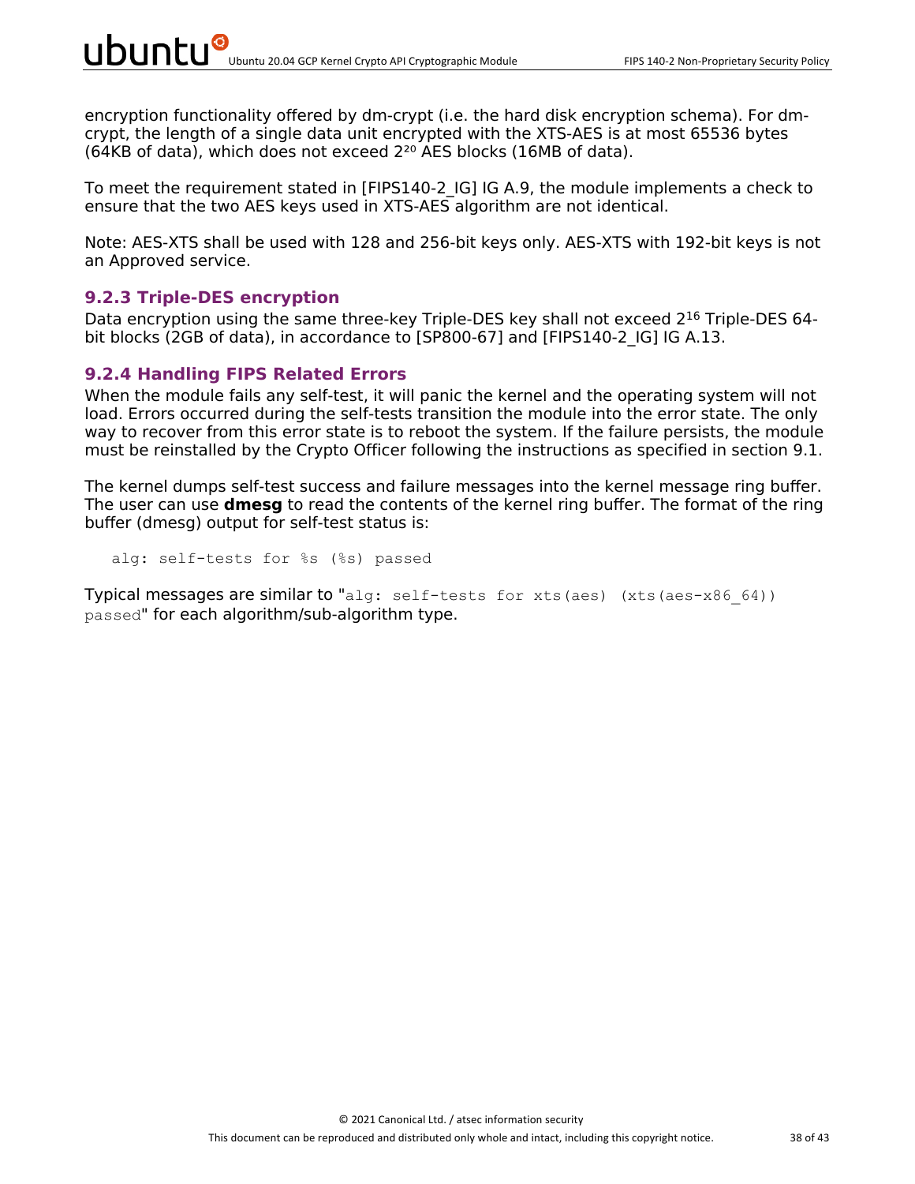encryption functionality offered by dm-crypt (i.e. the hard disk encryption schema). For dm-crypt, the length of a single data unit encrypted with the XTS-AES is at most 65536 bytes (64KB of data), which does not exceed $2^{20}$ AES blocks (16MB of data).

To meet the requirement stated in [FIPS140-2_IG] IG A.9, the module implements a check to ensure that the two AES keys used in XTS-AES algorithm are not identical.

Note: AES-XTS shall be used with 128 and 256-bit keys only. AES-XTS with 192-bit keys is not an Approved service.

### 9.2.3 Triple-DES encryption

Data encryption using the same three-key Triple-DES key shall not exceed $2^{16}$ Triple-DES 64-bit blocks (2GB of data), in accordance to [SP800-67] and [FIPS140-2_IG] IG A.13.

### 9.2.4 Handling FIPS Related Errors

When the module fails any self-test, it will panic the kernel and the operating system will not load. Errors occurred during the self-tests transition the module into the error state. The only way to recover from this error state is to reboot the system. If the failure persists, the module must be reinstalled by the Crypto Officer following the instructions as specified in section 9.1.

The kernel dumps self-test success and failure messages into the kernel message ring buffer. The user can use **dmesg** to read the contents of the kernel ring buffer. The format of the ring buffer (dmesg) output for self-test status is:

```
alg: self-tests for %s (%s) passed
```

Typical messages are similar to "`alg: self-tests for xts(aes) (xts(aes-x86_64)) passed`" for each algorithm/sub-algorithm type.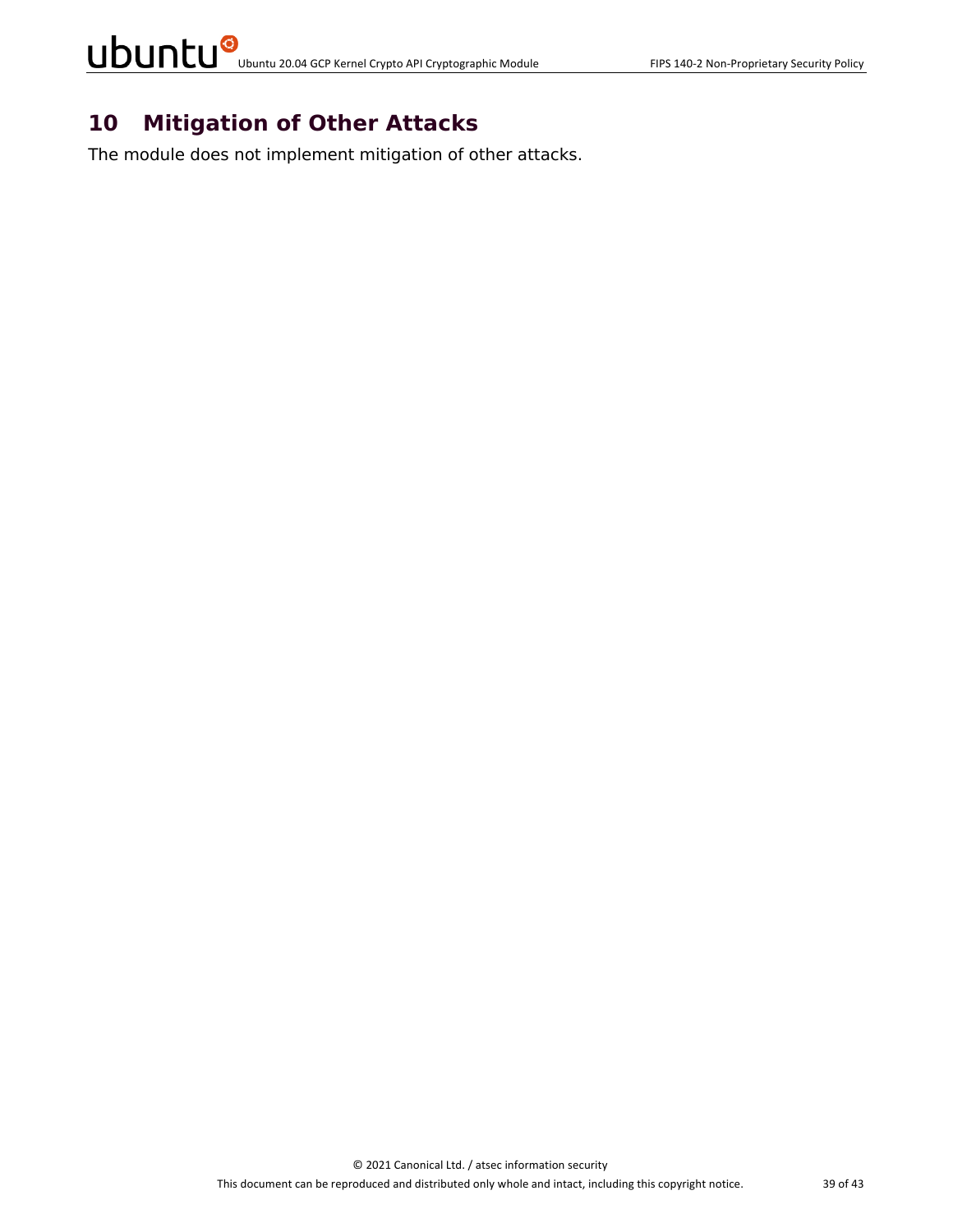# 10 Mitigation of Other Attacks

The module does not implement mitigation of other attacks.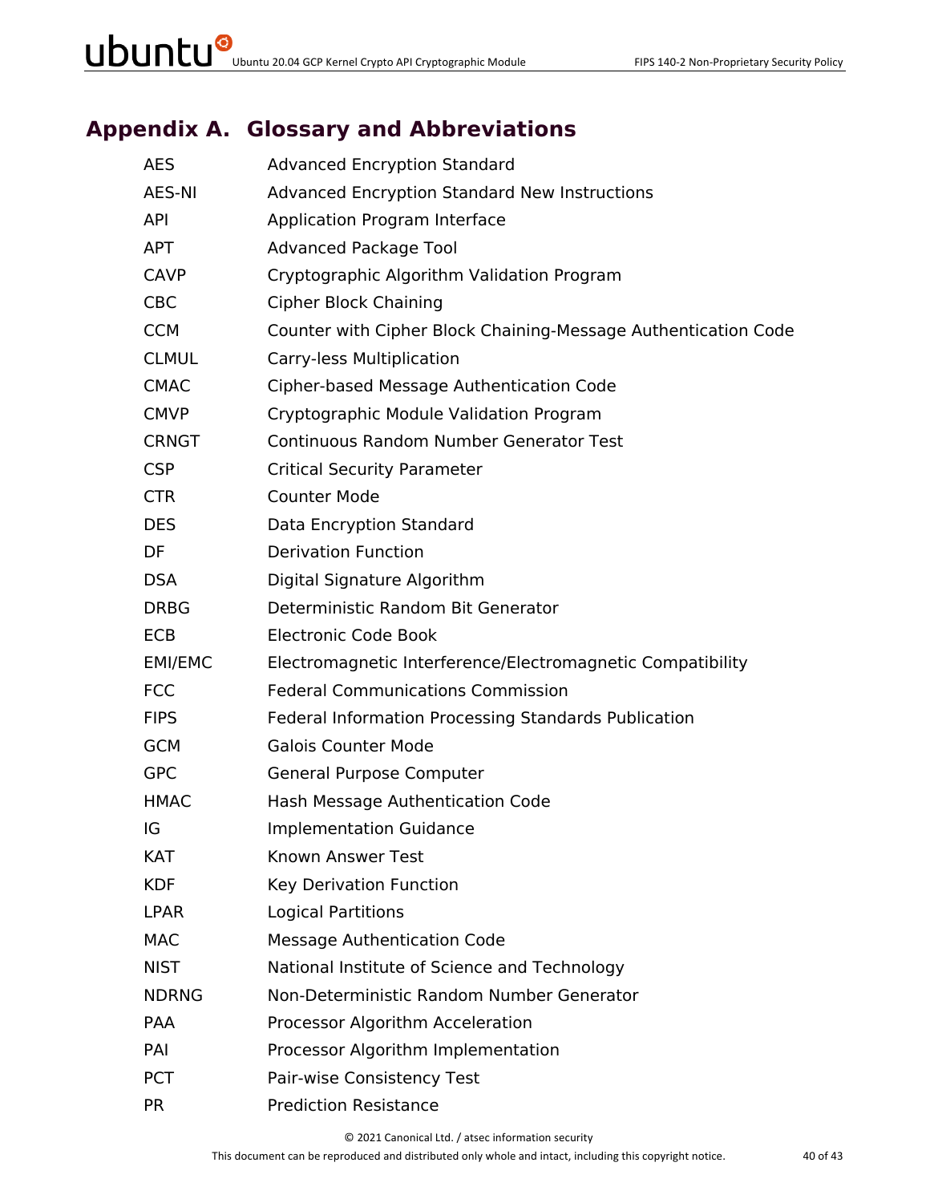# Appendix A. Glossary and Abbreviations

| | |
|---|---|
| AES | Advanced Encryption Standard |
| AES-NI | Advanced Encryption Standard New Instructions |
| API | Application Program Interface |
| APT | Advanced Package Tool |
| CAVP | Cryptographic Algorithm Validation Program |
| CBC | Cipher Block Chaining |
| CCM | Counter with Cipher Block Chaining-Message Authentication Code |
| CLMUL | Carry-less Multiplication |
| CMAC | Cipher-based Message Authentication Code |
| CMVP | Cryptographic Module Validation Program |
| CRNGT | Continuous Random Number Generator Test |
| CSP | Critical Security Parameter |
| CTR | Counter Mode |
| DES | Data Encryption Standard |
| DF | Derivation Function |
| DSA | Digital Signature Algorithm |
| DRBG | Deterministic Random Bit Generator |
| ECB | Electronic Code Book |
| EMI/EMC | Electromagnetic Interference/Electromagnetic Compatibility |
| FCC | Federal Communications Commission |
| FIPS | Federal Information Processing Standards Publication |
| GCM | Galois Counter Mode |
| GPC | General Purpose Computer |
| HMAC | Hash Message Authentication Code |
| IG | Implementation Guidance |
| KAT | Known Answer Test |
| KDF | Key Derivation Function |
| LPAR | Logical Partitions |
| MAC | Message Authentication Code |
| NIST | National Institute of Science and Technology |
| NDRNG | Non-Deterministic Random Number Generator |
| PAA | Processor Algorithm Acceleration |
| PAI | Processor Algorithm Implementation |
| PCT | Pair-wise Consistency Test |
| PR | Prediction Resistance |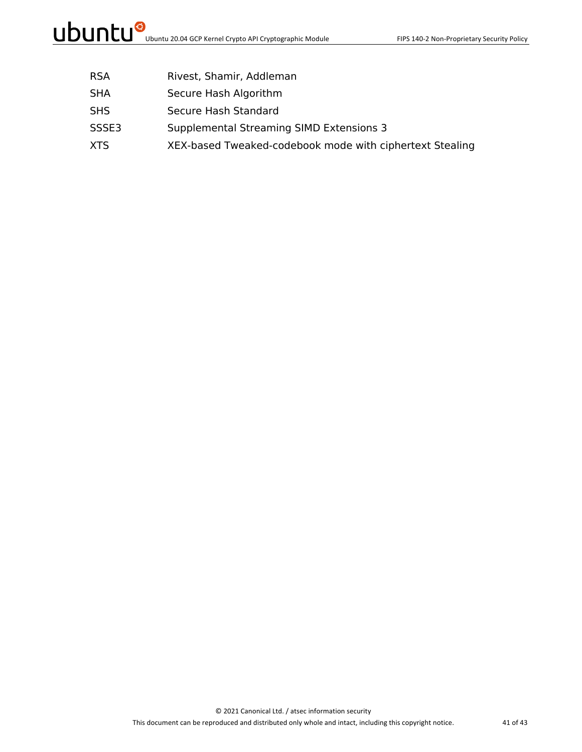| | |
|---|---|
| RSA | Rivest, Shamir, Addleman |
| SHA | Secure Hash Algorithm |
| SHS | Secure Hash Standard |
| SSSE3 | Supplemental Streaming SIMD Extensions 3 |
| XTS | XEX-based Tweaked-codebook mode with ciphertext Stealing |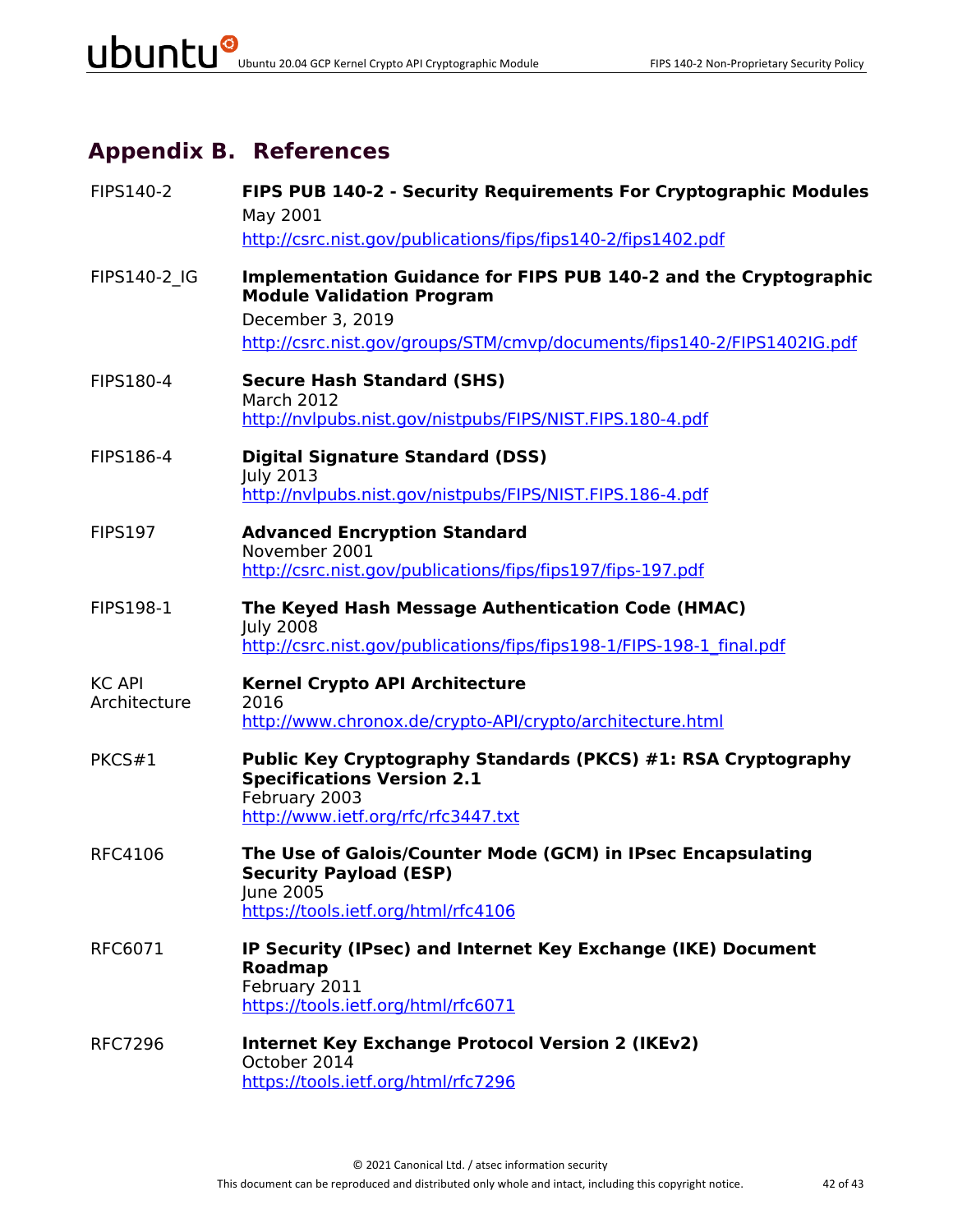# Appendix B. References

| | |
|---|---|
| FIPS140-2 | **FIPS PUB 140-2 - Security Requirements For Cryptographic Modules**<br>May 2001<br>http://csrc.nist.gov/publications/fips/fips140-2/fips1402.pdf |
| FIPS140-2_IG | **Implementation Guidance for FIPS PUB 140-2 and the Cryptographic Module Validation Program**<br>December 3, 2019<br>http://csrc.nist.gov/groups/STM/cmvp/documents/fips140-2/FIPS1402IG.pdf |
| FIPS180-4 | **Secure Hash Standard (SHS)**<br>March 2012<br>http://nvlpubs.nist.gov/nistpubs/FIPS/NIST.FIPS.180-4.pdf |
| FIPS186-4 | **Digital Signature Standard (DSS)**<br>July 2013<br>http://nvlpubs.nist.gov/nistpubs/FIPS/NIST.FIPS.186-4.pdf |
| FIPS197 | **Advanced Encryption Standard**<br>November 2001<br>http://csrc.nist.gov/publications/fips/fips197/fips-197.pdf |
| FIPS198-1 | **The Keyed Hash Message Authentication Code (HMAC)**<br>July 2008<br>http://csrc.nist.gov/publications/fips/fips198-1/FIPS-198-1_final.pdf |
| KC API Architecture | **Kernel Crypto API Architecture**<br>2016<br>http://www.chronox.de/crypto-API/crypto/architecture.html |
| PKCS#1 | **Public Key Cryptography Standards (PKCS) #1: RSA Cryptography Specifications Version 2.1**<br>February 2003<br>http://www.ietf.org/rfc/rfc3447.txt |
| RFC4106 | **The Use of Galois/Counter Mode (GCM) in IPsec Encapsulating Security Payload (ESP)**<br>June 2005<br>https://tools.ietf.org/html/rfc4106 |
| RFC6071 | **IP Security (IPsec) and Internet Key Exchange (IKE) Document Roadmap**<br>February 2011<br>https://tools.ietf.org/html/rfc6071 |
| RFC7296 | **Internet Key Exchange Protocol Version 2 (IKEv2)**<br>October 2014<br>https://tools.ietf.org/html/rfc7296 |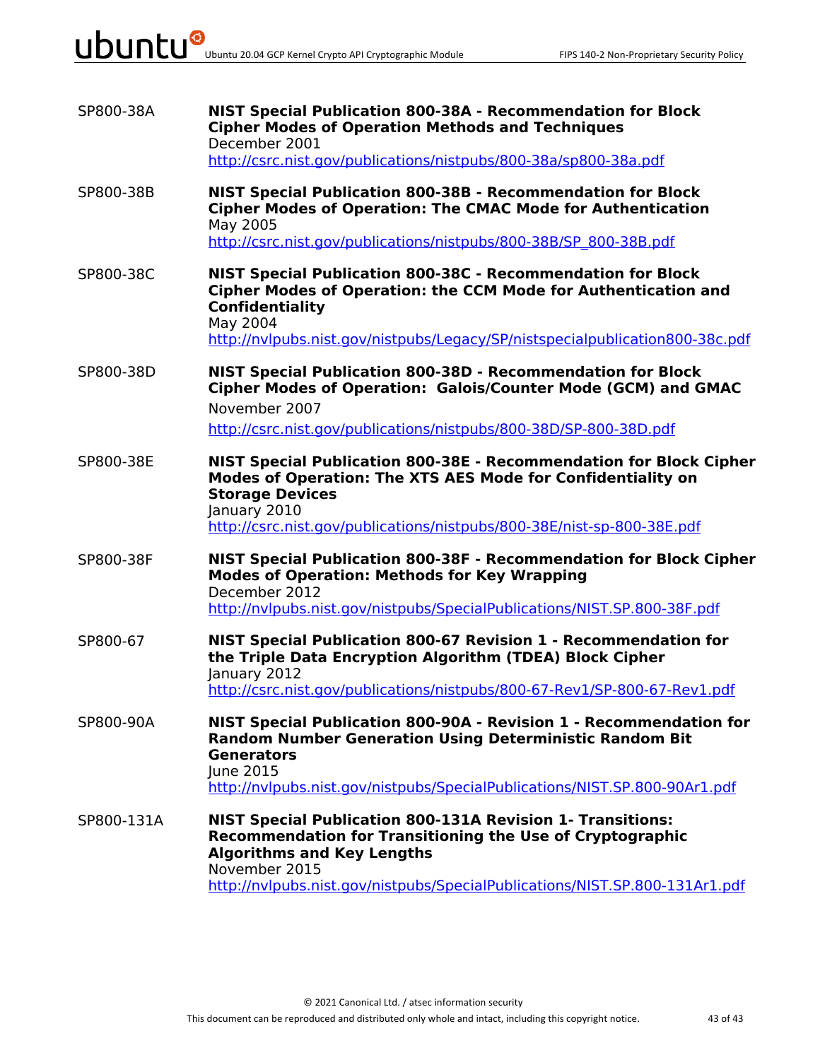| | |
|---|---|
| SP800-38A | **NIST Special Publication 800-38A - Recommendation for Block Cipher Modes of Operation Methods and Techniques**<br>December 2001<br>http://csrc.nist.gov/publications/nistpubs/800-38a/sp800-38a.pdf |
| SP800-38B | **NIST Special Publication 800-38B - Recommendation for Block Cipher Modes of Operation: The CMAC Mode for Authentication**<br>May 2005<br>http://csrc.nist.gov/publications/nistpubs/800-38B/SP_800-38B.pdf |
| SP800-38C | **NIST Special Publication 800-38C - Recommendation for Block Cipher Modes of Operation: the CCM Mode for Authentication and Confidentiality**<br>May 2004<br>http://nvlpubs.nist.gov/nistpubs/Legacy/SP/nistspecialpublication800-38c.pdf |
| SP800-38D | **NIST Special Publication 800-38D - Recommendation for Block Cipher Modes of Operation: Galois/Counter Mode (GCM) and GMAC**<br>November 2007<br>http://csrc.nist.gov/publications/nistpubs/800-38D/SP-800-38D.pdf |
| SP800-38E | **NIST Special Publication 800-38E - Recommendation for Block Cipher Modes of Operation: The XTS AES Mode for Confidentiality on Storage Devices**<br>January 2010<br>http://csrc.nist.gov/publications/nistpubs/800-38E/nist-sp-800-38E.pdf |
| SP800-38F | **NIST Special Publication 800-38F - Recommendation for Block Cipher Modes of Operation: Methods for Key Wrapping**<br>December 2012<br>http://nvlpubs.nist.gov/nistpubs/SpecialPublications/NIST.SP.800-38F.pdf |
| SP800-67 | **NIST Special Publication 800-67 Revision 1 - Recommendation for the Triple Data Encryption Algorithm (TDEA) Block Cipher**<br>January 2012<br>http://csrc.nist.gov/publications/nistpubs/800-67-Rev1/SP-800-67-Rev1.pdf |
| SP800-90A | **NIST Special Publication 800-90A - Revision 1 - Recommendation for Random Number Generation Using Deterministic Random Bit Generators**<br>June 2015<br>http://nvlpubs.nist.gov/nistpubs/SpecialPublications/NIST.SP.800-90Ar1.pdf |
| SP800-131A | **NIST Special Publication 800-131A Revision 1- Transitions: Recommendation for Transitioning the Use of Cryptographic Algorithms and Key Lengths**<br>November 2015<br>http://nvlpubs.nist.gov/nistpubs/SpecialPublications/NIST.SP.800-131Ar1.pdf |